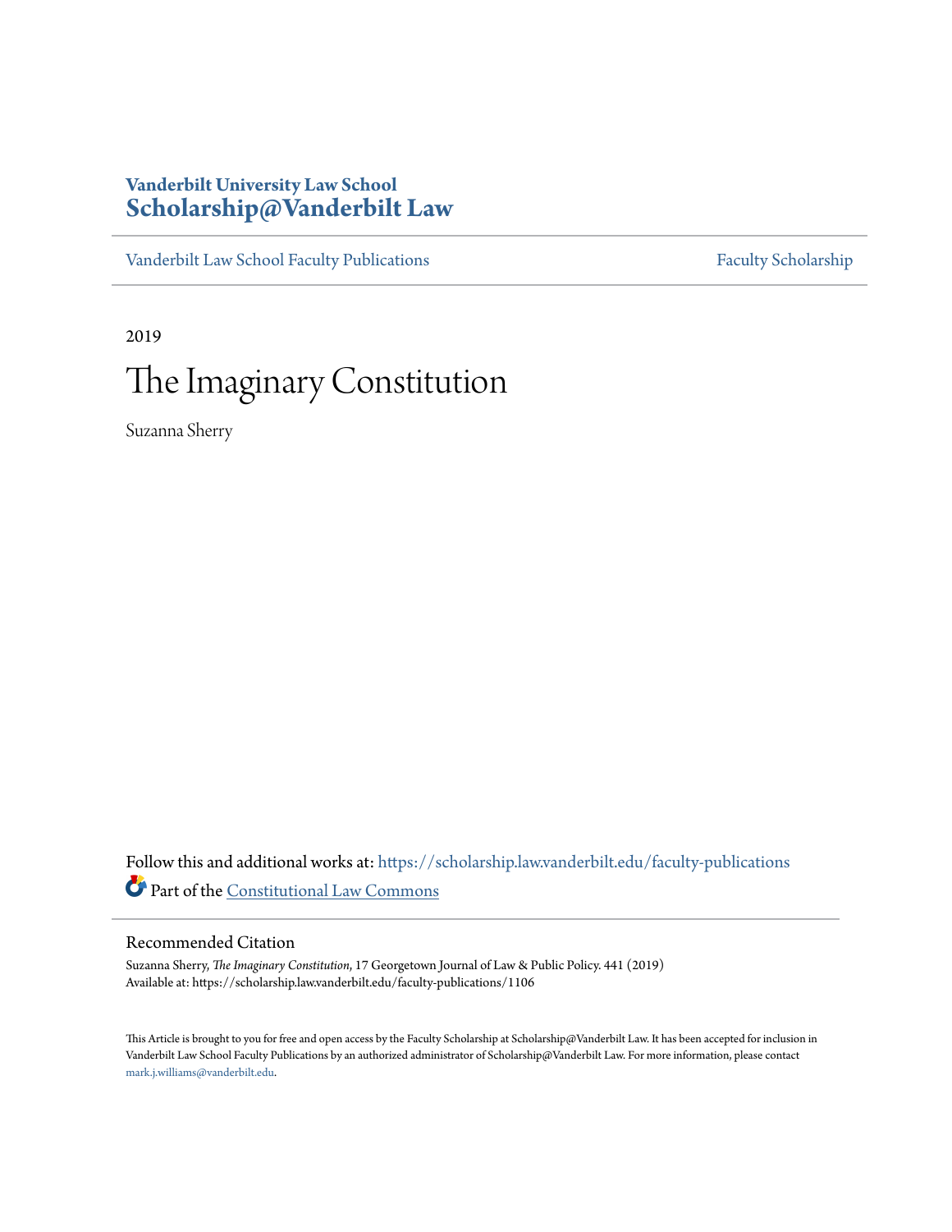Vanderbilt University Law School
**Scholarship@Vanderbilt Law**

Vanderbilt Law School Faculty Publications — Faculty Scholarship

2019

# The Imaginary Constitution

Suzanna Sherry

Follow this and additional works at: https://scholarship.law.vanderbilt.edu/faculty-publications

Part of the Constitutional Law Commons

## Recommended Citation

Suzanna Sherry, *The Imaginary Constitution*, 17 Georgetown Journal of Law & Public Policy. 441 (2019)
Available at: https://scholarship.law.vanderbilt.edu/faculty-publications/1106

This Article is brought to you for free and open access by the Faculty Scholarship at Scholarship@Vanderbilt Law. It has been accepted for inclusion in Vanderbilt Law School Faculty Publications by an authorized administrator of Scholarship@Vanderbilt Law. For more information, please contact mark.j.williams@vanderbilt.edu.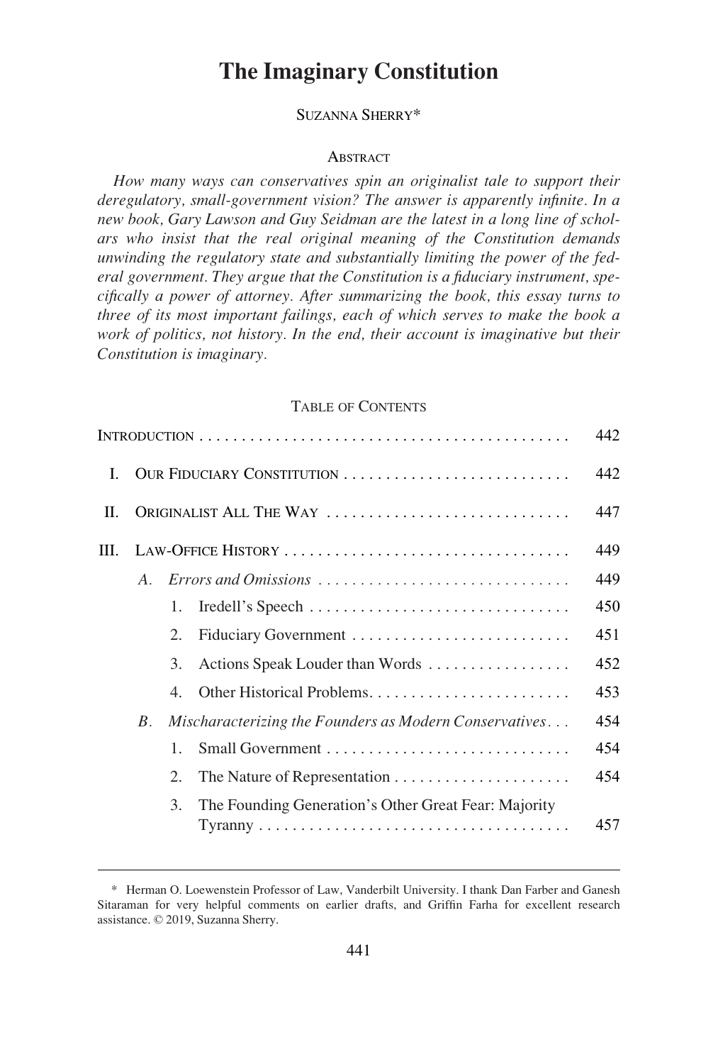# The Imaginary Constitution

Suzanna Sherry*

## Abstract

*How many ways can conservatives spin an originalist tale to support their deregulatory, small-government vision? The answer is apparently infinite. In a new book, Gary Lawson and Guy Seidman are the latest in a long line of scholars who insist that the real original meaning of the Constitution demands unwinding the regulatory state and substantially limiting the power of the federal government. They argue that the Constitution is a fiduciary instrument, specifically a power of attorney. After summarizing the book, this essay turns to three of its most important failings, each of which serves to make the book a work of politics, not history. In the end, their account is imaginative but their Constitution is imaginary.*

## Table of Contents

| | | | |
|---|---|---|---|
| Introduction | | | 442 |
| I. | Our Fiduciary Constitution | | 442 |
| II. | Originalist All The Way | | 447 |
| III. | Law-Office History | | 449 |
| | *A.* | *Errors and Omissions* | 449 |
| | | 1. Iredell's Speech | 450 |
| | | 2. Fiduciary Government | 451 |
| | | 3. Actions Speak Louder than Words | 452 |
| | | 4. Other Historical Problems | 453 |
| | *B.* | *Mischaracterizing the Founders as Modern Conservatives* | 454 |
| | | 1. Small Government | 454 |
| | | 2. The Nature of Representation | 454 |
| | | 3. The Founding Generation's Other Great Fear: Majority Tyranny | 457 |

\* Herman O. Loewenstein Professor of Law, Vanderbilt University. I thank Dan Farber and Ganesh Sitaraman for very helpful comments on earlier drafts, and Griffin Farha for excellent research assistance. © 2019, Suzanna Sherry.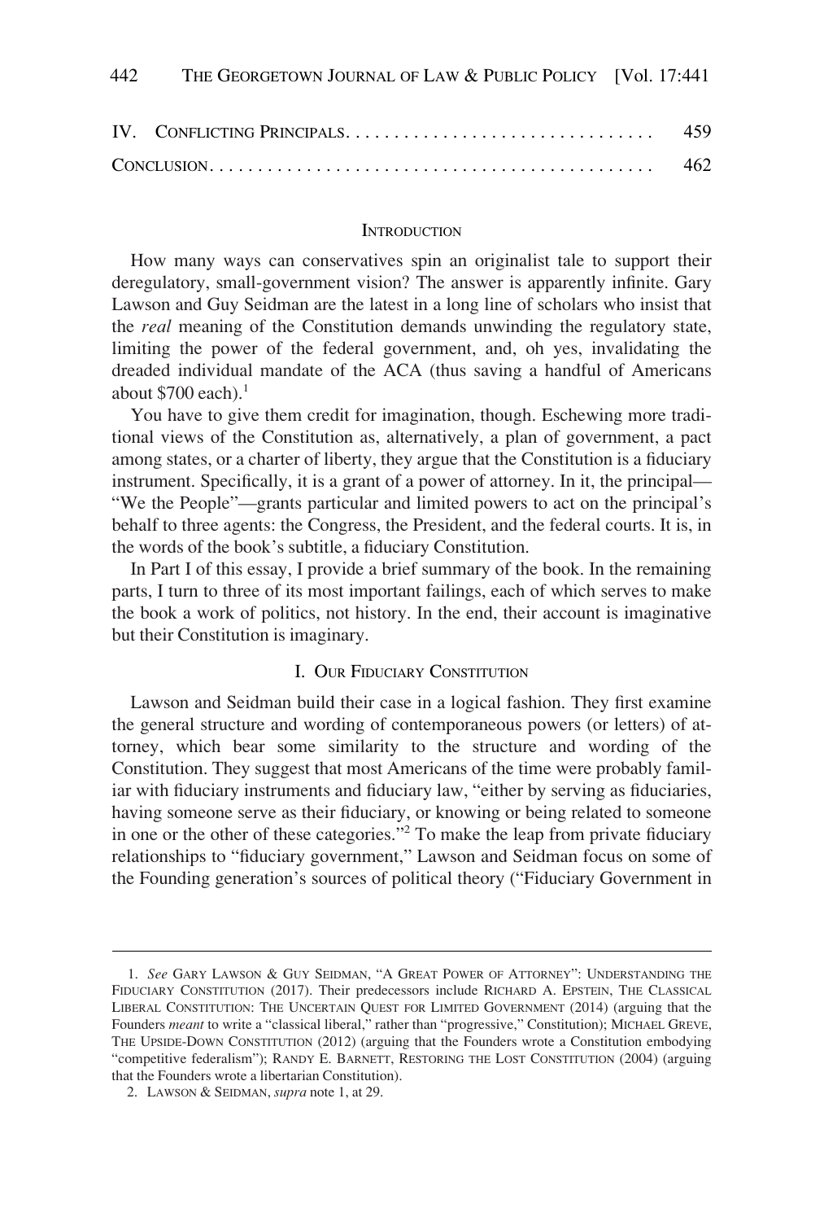| | |
|---|---|
| IV. CONFLICTING PRINCIPALS. . . . . . . . . . . . . . . . . . . . . . . . . . . . . . . . | 459 |
| CONCLUSION. . . . . . . . . . . . . . . . . . . . . . . . . . . . . . . . . . . . . . . . . . . . | 462 |

## INTRODUCTION

How many ways can conservatives spin an originalist tale to support their deregulatory, small-government vision? The answer is apparently infinite. Gary Lawson and Guy Seidman are the latest in a long line of scholars who insist that the *real* meaning of the Constitution demands unwinding the regulatory state, limiting the power of the federal government, and, oh yes, invalidating the dreaded individual mandate of the ACA (thus saving a handful of Americans about $700 each).[1]

You have to give them credit for imagination, though. Eschewing more traditional views of the Constitution as, alternatively, a plan of government, a pact among states, or a charter of liberty, they argue that the Constitution is a fiduciary instrument. Specifically, it is a grant of a power of attorney. In it, the principal—"We the People"—grants particular and limited powers to act on the principal's behalf to three agents: the Congress, the President, and the federal courts. It is, in the words of the book's subtitle, a fiduciary Constitution.

In Part I of this essay, I provide a brief summary of the book. In the remaining parts, I turn to three of its most important failings, each of which serves to make the book a work of politics, not history. In the end, their account is imaginative but their Constitution is imaginary.

## I. OUR FIDUCIARY CONSTITUTION

Lawson and Seidman build their case in a logical fashion. They first examine the general structure and wording of contemporaneous powers (or letters) of attorney, which bear some similarity to the structure and wording of the Constitution. They suggest that most Americans of the time were probably familiar with fiduciary instruments and fiduciary law, "either by serving as fiduciaries, having someone serve as their fiduciary, or knowing or being related to someone in one or the other of these categories."[2] To make the leap from private fiduciary relationships to "fiduciary government," Lawson and Seidman focus on some of the Founding generation's sources of political theory ("Fiduciary Government in

---

1. *See* GARY LAWSON & GUY SEIDMAN, "A GREAT POWER OF ATTORNEY": UNDERSTANDING THE FIDUCIARY CONSTITUTION (2017). Their predecessors include RICHARD A. EPSTEIN, THE CLASSICAL LIBERAL CONSTITUTION: THE UNCERTAIN QUEST FOR LIMITED GOVERNMENT (2014) (arguing that the Founders *meant* to write a "classical liberal," rather than "progressive," Constitution); MICHAEL GREVE, THE UPSIDE-DOWN CONSTITUTION (2012) (arguing that the Founders wrote a Constitution embodying "competitive federalism"); RANDY E. BARNETT, RESTORING THE LOST CONSTITUTION (2004) (arguing that the Founders wrote a libertarian Constitution).

2. LAWSON & SEIDMAN, *supra* note 1, at 29.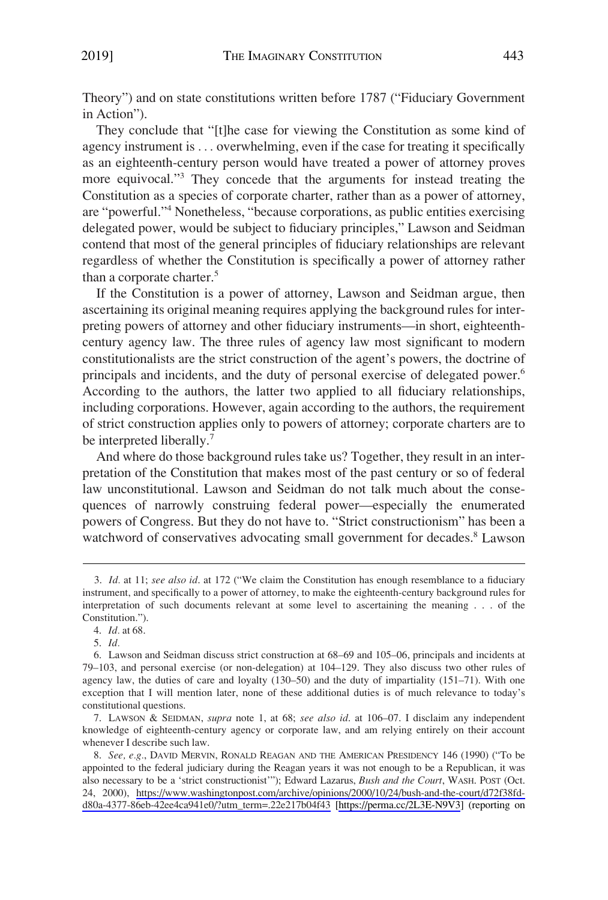Theory") and on state constitutions written before 1787 ("Fiduciary Government in Action").

They conclude that "[t]he case for viewing the Constitution as some kind of agency instrument is . . . overwhelming, even if the case for treating it specifically as an eighteenth-century person would have treated a power of attorney proves more equivocal."[3] They concede that the arguments for instead treating the Constitution as a species of corporate charter, rather than as a power of attorney, are "powerful."[4] Nonetheless, "because corporations, as public entities exercising delegated power, would be subject to fiduciary principles," Lawson and Seidman contend that most of the general principles of fiduciary relationships are relevant regardless of whether the Constitution is specifically a power of attorney rather than a corporate charter.[5]

If the Constitution is a power of attorney, Lawson and Seidman argue, then ascertaining its original meaning requires applying the background rules for interpreting powers of attorney and other fiduciary instruments—in short, eighteenth-century agency law. The three rules of agency law most significant to modern constitutionalists are the strict construction of the agent's powers, the doctrine of principals and incidents, and the duty of personal exercise of delegated power.[6] According to the authors, the latter two applied to all fiduciary relationships, including corporations. However, again according to the authors, the requirement of strict construction applies only to powers of attorney; corporate charters are to be interpreted liberally.[7]

And where do those background rules take us? Together, they result in an interpretation of the Constitution that makes most of the past century or so of federal law unconstitutional. Lawson and Seidman do not talk much about the consequences of narrowly construing federal power—especially the enumerated powers of Congress. But they do not have to. "Strict constructionism" has been a watchword of conservatives advocating small government for decades.[8] Lawson

---

3. *Id.* at 11; *see also id.* at 172 ("We claim the Constitution has enough resemblance to a fiduciary instrument, and specifically to a power of attorney, to make the eighteenth-century background rules for interpretation of such documents relevant at some level to ascertaining the meaning . . . of the Constitution.").

4. *Id.* at 68.

5. *Id.*

6. Lawson and Seidman discuss strict construction at 68–69 and 105–06, principals and incidents at 79–103, and personal exercise (or non-delegation) at 104–129. They also discuss two other rules of agency law, the duties of care and loyalty (130–50) and the duty of impartiality (151–71). With one exception that I will mention later, none of these additional duties is of much relevance to today's constitutional questions.

7. LAWSON & SEIDMAN, *supra* note 1, at 68; *see also id.* at 106–07. I disclaim any independent knowledge of eighteenth-century agency or corporate law, and am relying entirely on their account whenever I describe such law.

8. *See, e.g.*, DAVID MERVIN, RONALD REAGAN AND THE AMERICAN PRESIDENCY 146 (1990) ("To be appointed to the federal judiciary during the Reagan years it was not enough to be a Republican, it was also necessary to be a 'strict constructionist'"); Edward Lazarus, *Bush and the Court*, WASH. POST (Oct. 24, 2000), https://www.washingtonpost.com/archive/opinions/2000/10/24/bush-and-the-court/d72f38fd-d80a-4377-86eb-42ee4ca941e0/?utm_term=.22e217b04f43 [https://perma.cc/2L3E-N9V3] (reporting on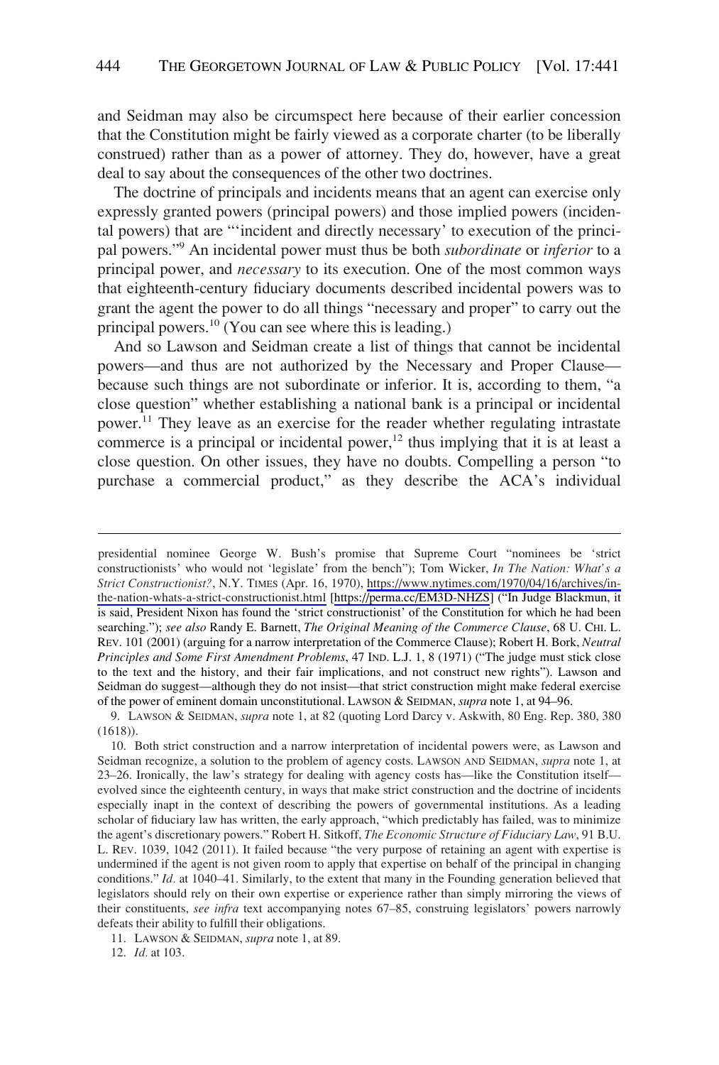and Seidman may also be circumspect here because of their earlier concession that the Constitution might be fairly viewed as a corporate charter (to be liberally construed) rather than as a power of attorney. They do, however, have a great deal to say about the consequences of the other two doctrines.

The doctrine of principals and incidents means that an agent can exercise only expressly granted powers (principal powers) and those implied powers (incidental powers) that are "'incident and directly necessary' to execution of the principal powers."[9] An incidental power must thus be both *subordinate* or *inferior* to a principal power, and *necessary* to its execution. One of the most common ways that eighteenth-century fiduciary documents described incidental powers was to grant the agent the power to do all things "necessary and proper" to carry out the principal powers.[10] (You can see where this is leading.)

And so Lawson and Seidman create a list of things that cannot be incidental powers—and thus are not authorized by the Necessary and Proper Clause—because such things are not subordinate or inferior. It is, according to them, "a close question" whether establishing a national bank is a principal or incidental power.[11] They leave as an exercise for the reader whether regulating intrastate commerce is a principal or incidental power,[12] thus implying that it is at least a close question. On other issues, they have no doubts. Compelling a person "to purchase a commercial product," as they describe the ACA's individual

---

presidential nominee George W. Bush's promise that Supreme Court "nominees be 'strict constructionists' who would not 'legislate' from the bench"); Tom Wicker, *In The Nation: What's a Strict Constructionist?*, N.Y. TIMES (Apr. 16, 1970), https://www.nytimes.com/1970/04/16/archives/in-the-nation-whats-a-strict-constructionist.html [https://perma.cc/EM3D-NHZS] ("In Judge Blackmun, it is said, President Nixon has found the 'strict constructionist' of the Constitution for which he had been searching."); *see also* Randy E. Barnett, *The Original Meaning of the Commerce Clause*, 68 U. CHI. L. REV. 101 (2001) (arguing for a narrow interpretation of the Commerce Clause); Robert H. Bork, *Neutral Principles and Some First Amendment Problems*, 47 IND. L.J. 1, 8 (1971) ("The judge must stick close to the text and the history, and their fair implications, and not construct new rights"). Lawson and Seidman do suggest—although they do not insist—that strict construction might make federal exercise of the power of eminent domain unconstitutional. LAWSON & SEIDMAN, *supra* note 1, at 94–96.

9. LAWSON & SEIDMAN, *supra* note 1, at 82 (quoting Lord Darcy v. Askwith, 80 Eng. Rep. 380, 380 (1618)).

10. Both strict construction and a narrow interpretation of incidental powers were, as Lawson and Seidman recognize, a solution to the problem of agency costs. LAWSON AND SEIDMAN, *supra* note 1, at 23–26. Ironically, the law's strategy for dealing with agency costs has—like the Constitution itself—evolved since the eighteenth century, in ways that make strict construction and the doctrine of incidents especially inapt in the context of describing the powers of governmental institutions. As a leading scholar of fiduciary law has written, the early approach, "which predictably has failed, was to minimize the agent's discretionary powers." Robert H. Sitkoff, *The Economic Structure of Fiduciary Law*, 91 B.U. L. REV. 1039, 1042 (2011). It failed because "the very purpose of retaining an agent with expertise is undermined if the agent is not given room to apply that expertise on behalf of the principal in changing conditions." *Id.* at 1040–41. Similarly, to the extent that many in the Founding generation believed that legislators should rely on their own expertise or experience rather than simply mirroring the views of their constituents, *see infra* text accompanying notes 67–85, construing legislators' powers narrowly defeats their ability to fulfill their obligations.

11. LAWSON & SEIDMAN, *supra* note 1, at 89.

12. *Id.* at 103.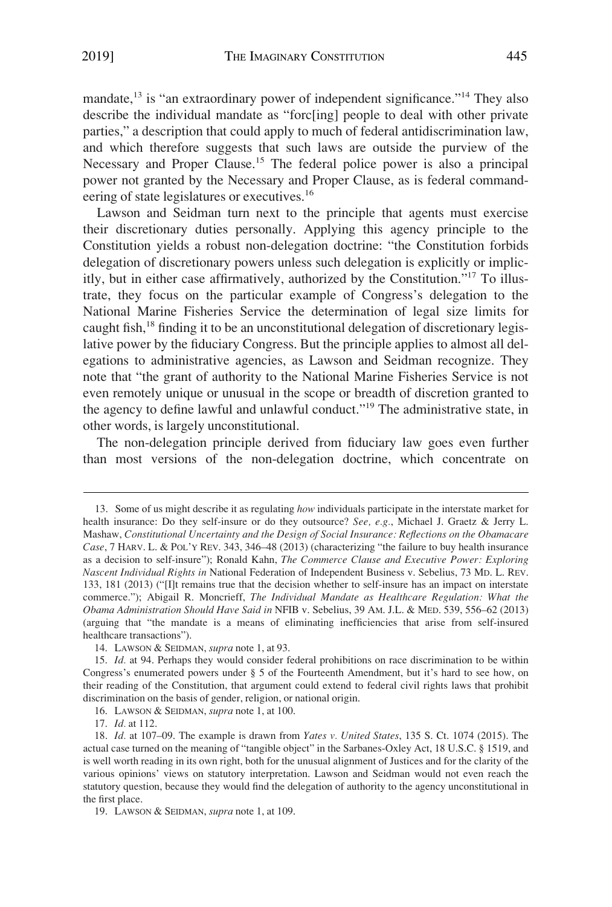mandate,[13] is "an extraordinary power of independent significance."[14] They also describe the individual mandate as "forc[ing] people to deal with other private parties," a description that could apply to much of federal antidiscrimination law, and which therefore suggests that such laws are outside the purview of the Necessary and Proper Clause.[15] The federal police power is also a principal power not granted by the Necessary and Proper Clause, as is federal commandeering of state legislatures or executives.[16]

Lawson and Seidman turn next to the principle that agents must exercise their discretionary duties personally. Applying this agency principle to the Constitution yields a robust non-delegation doctrine: "the Constitution forbids delegation of discretionary powers unless such delegation is explicitly or implicitly, but in either case affirmatively, authorized by the Constitution."[17] To illustrate, they focus on the particular example of Congress's delegation to the National Marine Fisheries Service the determination of legal size limits for caught fish,[18] finding it to be an unconstitutional delegation of discretionary legislative power by the fiduciary Congress. But the principle applies to almost all delegations to administrative agencies, as Lawson and Seidman recognize. They note that "the grant of authority to the National Marine Fisheries Service is not even remotely unique or unusual in the scope or breadth of discretion granted to the agency to define lawful and unlawful conduct."[19] The administrative state, in other words, is largely unconstitutional.

The non-delegation principle derived from fiduciary law goes even further than most versions of the non-delegation doctrine, which concentrate on

---

13. Some of us might describe it as regulating *how* individuals participate in the interstate market for health insurance: Do they self-insure or do they outsource? *See, e.g.*, Michael J. Graetz & Jerry L. Mashaw, *Constitutional Uncertainty and the Design of Social Insurance: Reflections on the Obamacare Case*, 7 HARV. L. & POL'Y REV. 343, 346–48 (2013) (characterizing "the failure to buy health insurance as a decision to self-insure"); Ronald Kahn, *The Commerce Clause and Executive Power: Exploring Nascent Individual Rights in* National Federation of Independent Business v. Sebelius, 73 MD. L. REV. 133, 181 (2013) ("[I]t remains true that the decision whether to self-insure has an impact on interstate commerce."); Abigail R. Moncrieff, *The Individual Mandate as Healthcare Regulation: What the Obama Administration Should Have Said in* NFIB v. Sebelius, 39 AM. J.L. & MED. 539, 556–62 (2013) (arguing that "the mandate is a means of eliminating inefficiencies that arise from self-insured healthcare transactions").

14. LAWSON & SEIDMAN, *supra* note 1, at 93.

15. *Id.* at 94. Perhaps they would consider federal prohibitions on race discrimination to be within Congress's enumerated powers under § 5 of the Fourteenth Amendment, but it's hard to see how, on their reading of the Constitution, that argument could extend to federal civil rights laws that prohibit discrimination on the basis of gender, religion, or national origin.

16. LAWSON & SEIDMAN, *supra* note 1, at 100.

17. *Id.* at 112.

18. *Id.* at 107–09. The example is drawn from *Yates v. United States*, 135 S. Ct. 1074 (2015). The actual case turned on the meaning of "tangible object" in the Sarbanes-Oxley Act, 18 U.S.C. § 1519, and is well worth reading in its own right, both for the unusual alignment of Justices and for the clarity of the various opinions' views on statutory interpretation. Lawson and Seidman would not even reach the statutory question, because they would find the delegation of authority to the agency unconstitutional in the first place.

19. LAWSON & SEIDMAN, *supra* note 1, at 109.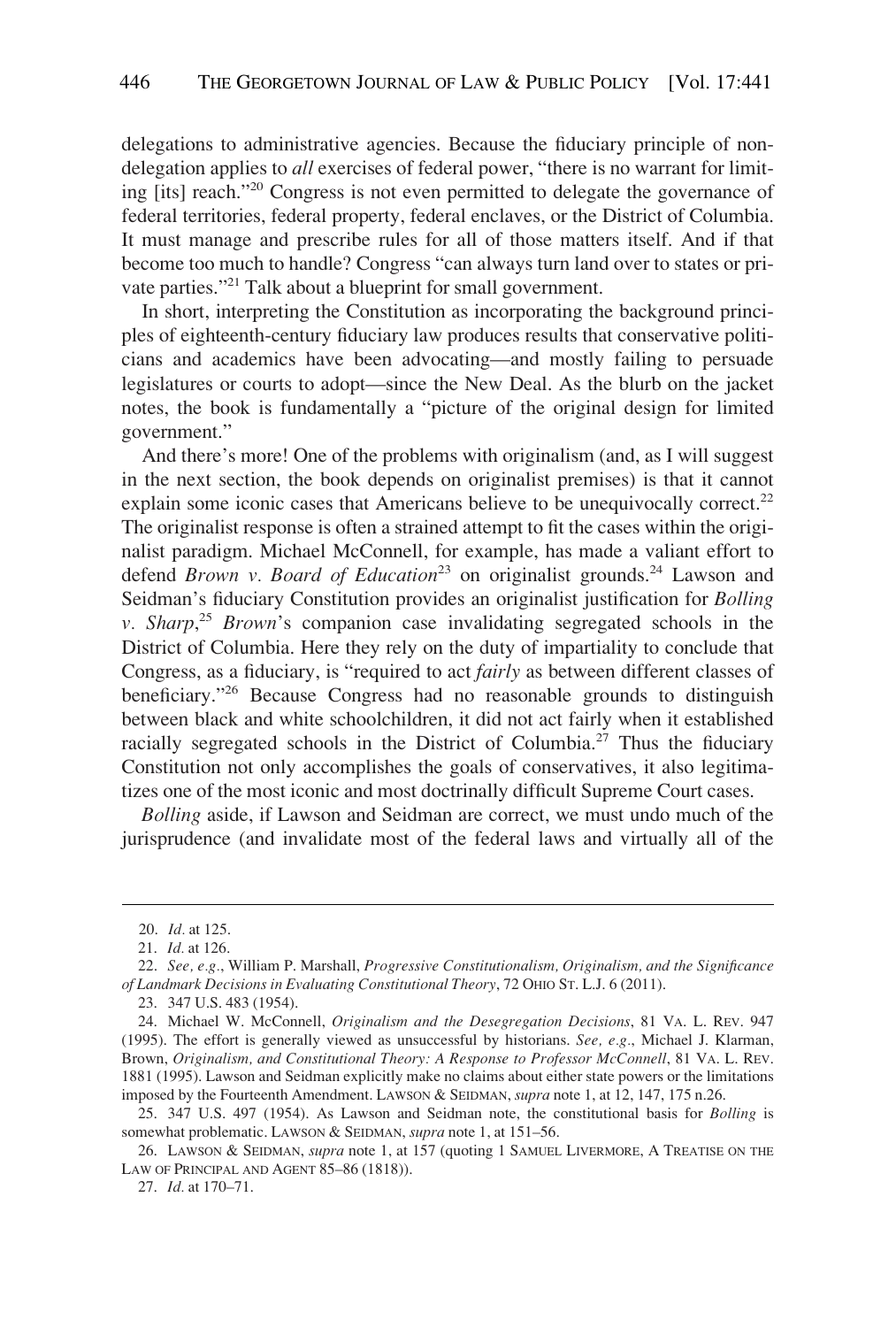delegations to administrative agencies. Because the fiduciary principle of nondelegation applies to *all* exercises of federal power, "there is no warrant for limiting [its] reach."[20] Congress is not even permitted to delegate the governance of federal territories, federal property, federal enclaves, or the District of Columbia. It must manage and prescribe rules for all of those matters itself. And if that become too much to handle? Congress "can always turn land over to states or private parties."[21] Talk about a blueprint for small government.

In short, interpreting the Constitution as incorporating the background principles of eighteenth-century fiduciary law produces results that conservative politicians and academics have been advocating—and mostly failing to persuade legislatures or courts to adopt—since the New Deal. As the blurb on the jacket notes, the book is fundamentally a "picture of the original design for limited government."

And there's more! One of the problems with originalism (and, as I will suggest in the next section, the book depends on originalist premises) is that it cannot explain some iconic cases that Americans believe to be unequivocally correct.[22] The originalist response is often a strained attempt to fit the cases within the originalist paradigm. Michael McConnell, for example, has made a valiant effort to defend *Brown v. Board of Education*[23] on originalist grounds.[24] Lawson and Seidman's fiduciary Constitution provides an originalist justification for *Bolling v. Sharp*,[25] *Brown*'s companion case invalidating segregated schools in the District of Columbia. Here they rely on the duty of impartiality to conclude that Congress, as a fiduciary, is "required to act *fairly* as between different classes of beneficiary."[26] Because Congress had no reasonable grounds to distinguish between black and white schoolchildren, it did not act fairly when it established racially segregated schools in the District of Columbia.[27] Thus the fiduciary Constitution not only accomplishes the goals of conservatives, it also legitimatizes one of the most iconic and most doctrinally difficult Supreme Court cases.

*Bolling* aside, if Lawson and Seidman are correct, we must undo much of the jurisprudence (and invalidate most of the federal laws and virtually all of the

---

20. *Id.* at 125.

21. *Id.* at 126.

22. *See, e.g.*, William P. Marshall, *Progressive Constitutionalism, Originalism, and the Significance of Landmark Decisions in Evaluating Constitutional Theory*, 72 OHIO ST. L.J. 6 (2011).

23. 347 U.S. 483 (1954).

24. Michael W. McConnell, *Originalism and the Desegregation Decisions*, 81 VA. L. REV. 947 (1995). The effort is generally viewed as unsuccessful by historians. *See, e.g.*, Michael J. Klarman, Brown, *Originalism, and Constitutional Theory: A Response to Professor McConnell*, 81 VA. L. REV. 1881 (1995). Lawson and Seidman explicitly make no claims about either state powers or the limitations imposed by the Fourteenth Amendment. LAWSON & SEIDMAN, *supra* note 1, at 12, 147, 175 n.26.

25. 347 U.S. 497 (1954). As Lawson and Seidman note, the constitutional basis for *Bolling* is somewhat problematic. LAWSON & SEIDMAN, *supra* note 1, at 151–56.

26. LAWSON & SEIDMAN, *supra* note 1, at 157 (quoting 1 SAMUEL LIVERMORE, A TREATISE ON THE LAW OF PRINCIPAL AND AGENT 85–86 (1818)).

27. *Id.* at 170–71.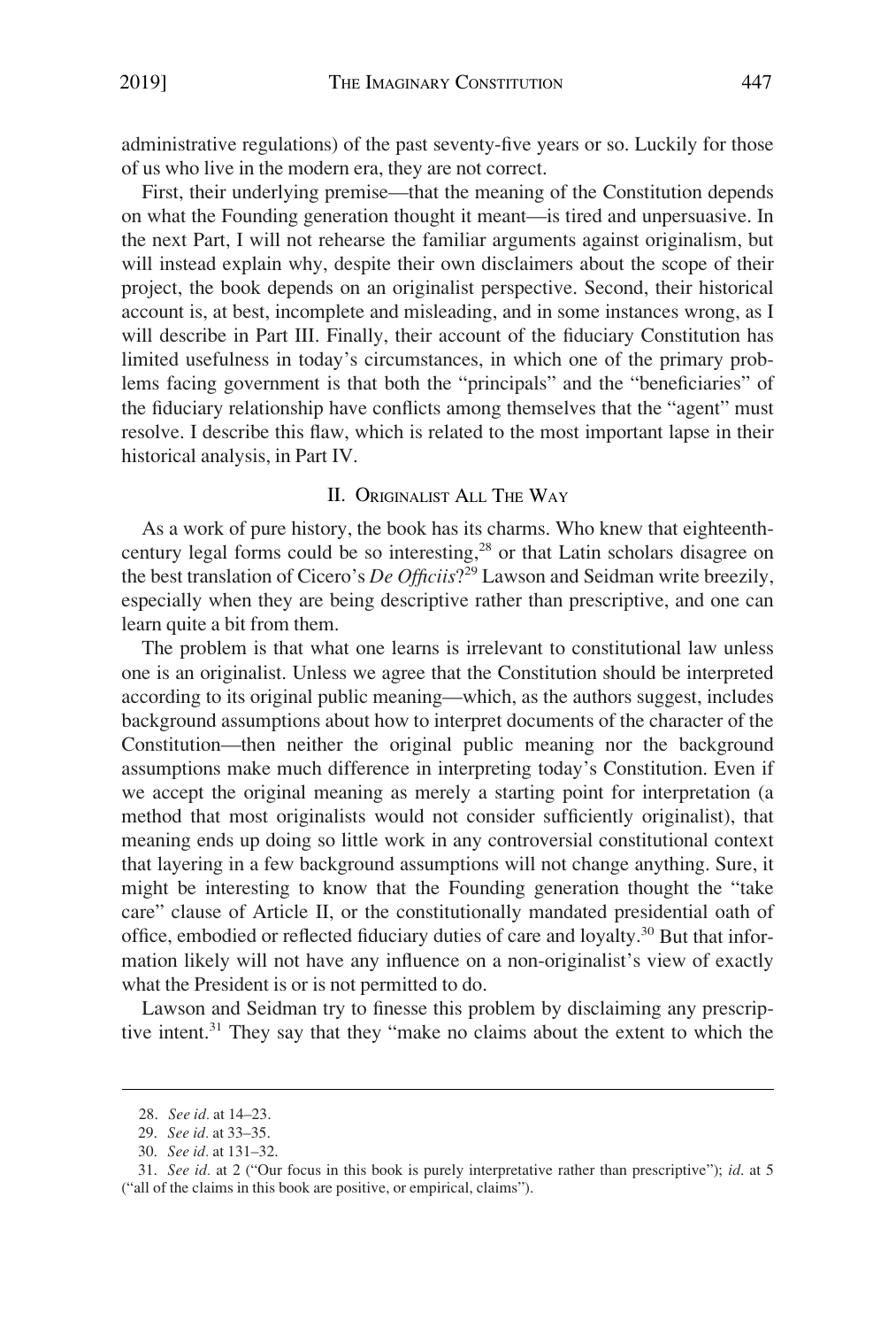administrative regulations) of the past seventy-five years or so. Luckily for those of us who live in the modern era, they are not correct.

First, their underlying premise—that the meaning of the Constitution depends on what the Founding generation thought it meant—is tired and unpersuasive. In the next Part, I will not rehearse the familiar arguments against originalism, but will instead explain why, despite their own disclaimers about the scope of their project, the book depends on an originalist perspective. Second, their historical account is, at best, incomplete and misleading, and in some instances wrong, as I will describe in Part III. Finally, their account of the fiduciary Constitution has limited usefulness in today's circumstances, in which one of the primary problems facing government is that both the "principals" and the "beneficiaries" of the fiduciary relationship have conflicts among themselves that the "agent" must resolve. I describe this flaw, which is related to the most important lapse in their historical analysis, in Part IV.

## II. Originalist All The Way

As a work of pure history, the book has its charms. Who knew that eighteenth-century legal forms could be so interesting,[28] or that Latin scholars disagree on the best translation of Cicero's *De Officiis*?[29] Lawson and Seidman write breezily, especially when they are being descriptive rather than prescriptive, and one can learn quite a bit from them.

The problem is that what one learns is irrelevant to constitutional law unless one is an originalist. Unless we agree that the Constitution should be interpreted according to its original public meaning—which, as the authors suggest, includes background assumptions about how to interpret documents of the character of the Constitution—then neither the original public meaning nor the background assumptions make much difference in interpreting today's Constitution. Even if we accept the original meaning as merely a starting point for interpretation (a method that most originalists would not consider sufficiently originalist), that meaning ends up doing so little work in any controversial constitutional context that layering in a few background assumptions will not change anything. Sure, it might be interesting to know that the Founding generation thought the "take care" clause of Article II, or the constitutionally mandated presidential oath of office, embodied or reflected fiduciary duties of care and loyalty.[30] But that information likely will not have any influence on a non-originalist's view of exactly what the President is or is not permitted to do.

Lawson and Seidman try to finesse this problem by disclaiming any prescriptive intent.[31] They say that they "make no claims about the extent to which the

---

28. *See id.* at 14–23.

29. *See id.* at 33–35.

30. *See id.* at 131–32.

31. *See id.* at 2 ("Our focus in this book is purely interpretative rather than prescriptive"); *id.* at 5 ("all of the claims in this book are positive, or empirical, claims").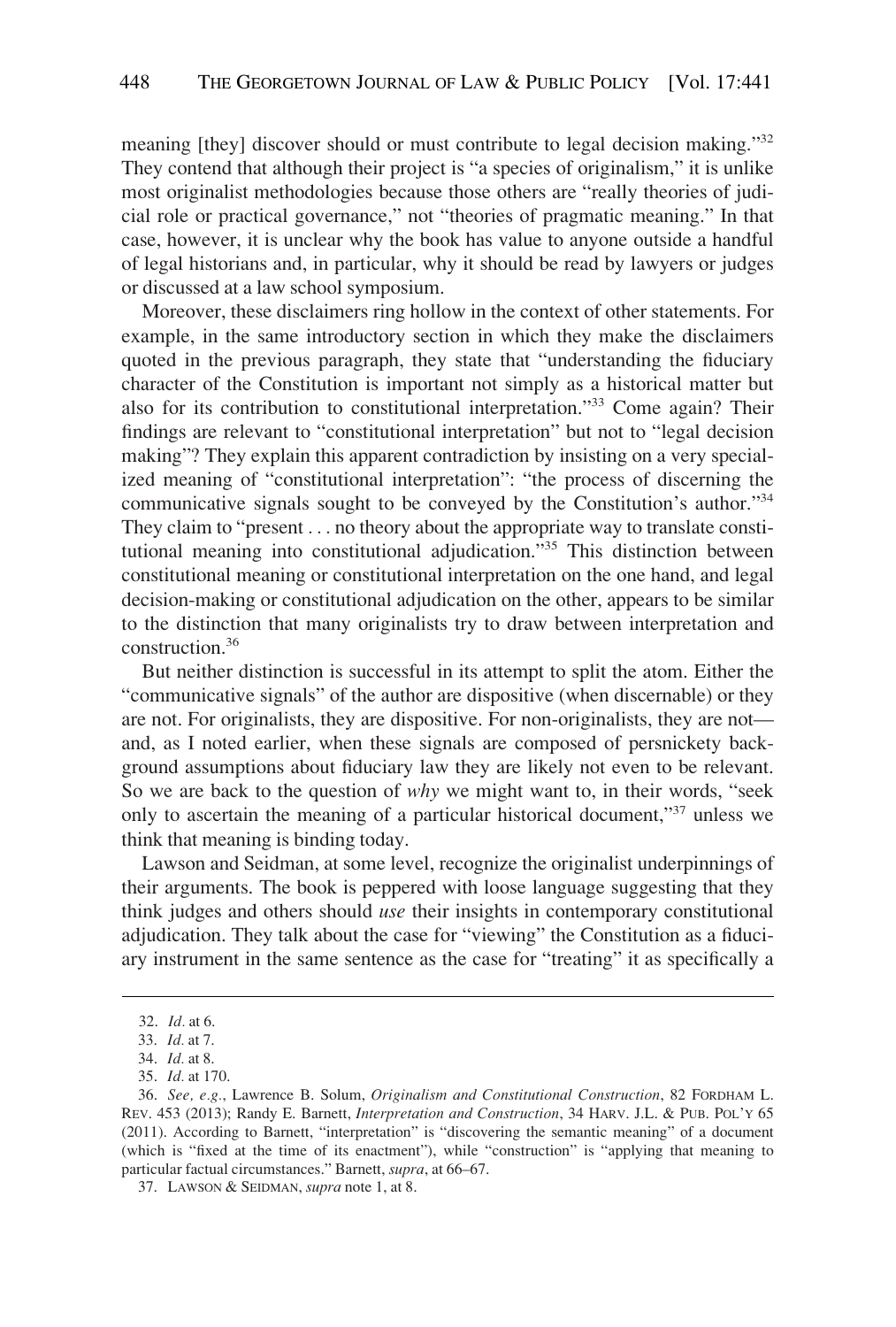meaning [they] discover should or must contribute to legal decision making."[32] They contend that although their project is "a species of originalism," it is unlike most originalist methodologies because those others are "really theories of judicial role or practical governance," not "theories of pragmatic meaning." In that case, however, it is unclear why the book has value to anyone outside a handful of legal historians and, in particular, why it should be read by lawyers or judges or discussed at a law school symposium.

Moreover, these disclaimers ring hollow in the context of other statements. For example, in the same introductory section in which they make the disclaimers quoted in the previous paragraph, they state that "understanding the fiduciary character of the Constitution is important not simply as a historical matter but also for its contribution to constitutional interpretation."[33] Come again? Their findings are relevant to "constitutional interpretation" but not to "legal decision making"? They explain this apparent contradiction by insisting on a very specialized meaning of "constitutional interpretation": "the process of discerning the communicative signals sought to be conveyed by the Constitution's author."[34] They claim to "present . . . no theory about the appropriate way to translate constitutional meaning into constitutional adjudication."[35] This distinction between constitutional meaning or constitutional interpretation on the one hand, and legal decision-making or constitutional adjudication on the other, appears to be similar to the distinction that many originalists try to draw between interpretation and construction.[36]

But neither distinction is successful in its attempt to split the atom. Either the "communicative signals" of the author are dispositive (when discernable) or they are not. For originalists, they are dispositive. For non-originalists, they are not—and, as I noted earlier, when these signals are composed of persnickety background assumptions about fiduciary law they are likely not even to be relevant. So we are back to the question of *why* we might want to, in their words, "seek only to ascertain the meaning of a particular historical document,"[37] unless we think that meaning is binding today.

Lawson and Seidman, at some level, recognize the originalist underpinnings of their arguments. The book is peppered with loose language suggesting that they think judges and others should *use* their insights in contemporary constitutional adjudication. They talk about the case for "viewing" the Constitution as a fiduciary instrument in the same sentence as the case for "treating" it as specifically a

---

32. *Id.* at 6.

33. *Id.* at 7.

34. *Id.* at 8.

35. *Id.* at 170.

36. *See, e.g.*, Lawrence B. Solum, *Originalism and Constitutional Construction*, 82 FORDHAM L. REV. 453 (2013); Randy E. Barnett, *Interpretation and Construction*, 34 HARV. J.L. & PUB. POL'Y 65 (2011). According to Barnett, "interpretation" is "discovering the semantic meaning" of a document (which is "fixed at the time of its enactment"), while "construction" is "applying that meaning to particular factual circumstances." Barnett, *supra*, at 66–67.

37. LAWSON & SEIDMAN, *supra* note 1, at 8.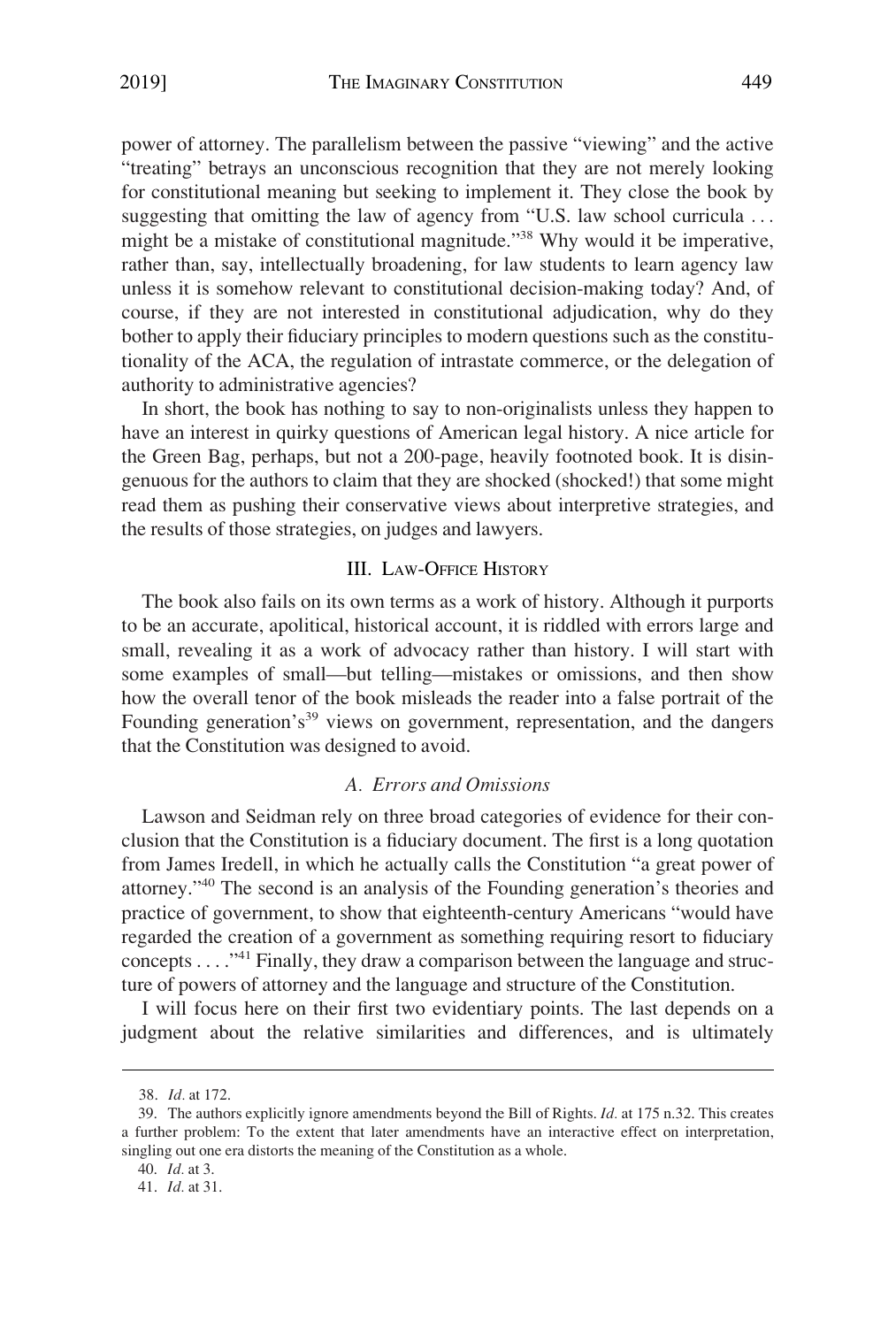power of attorney. The parallelism between the passive "viewing" and the active "treating" betrays an unconscious recognition that they are not merely looking for constitutional meaning but seeking to implement it. They close the book by suggesting that omitting the law of agency from "U.S. law school curricula . . . might be a mistake of constitutional magnitude."[38] Why would it be imperative, rather than, say, intellectually broadening, for law students to learn agency law unless it is somehow relevant to constitutional decision-making today? And, of course, if they are not interested in constitutional adjudication, why do they bother to apply their fiduciary principles to modern questions such as the constitutionality of the ACA, the regulation of intrastate commerce, or the delegation of authority to administrative agencies?

In short, the book has nothing to say to non-originalists unless they happen to have an interest in quirky questions of American legal history. A nice article for the Green Bag, perhaps, but not a 200-page, heavily footnoted book. It is disingenuous for the authors to claim that they are shocked (shocked!) that some might read them as pushing their conservative views about interpretive strategies, and the results of those strategies, on judges and lawyers.

## III. Law-Office History

The book also fails on its own terms as a work of history. Although it purports to be an accurate, apolitical, historical account, it is riddled with errors large and small, revealing it as a work of advocacy rather than history. I will start with some examples of small—but telling—mistakes or omissions, and then show how the overall tenor of the book misleads the reader into a false portrait of the Founding generation's[39] views on government, representation, and the dangers that the Constitution was designed to avoid.

### *A. Errors and Omissions*

Lawson and Seidman rely on three broad categories of evidence for their conclusion that the Constitution is a fiduciary document. The first is a long quotation from James Iredell, in which he actually calls the Constitution "a great power of attorney."[40] The second is an analysis of the Founding generation's theories and practice of government, to show that eighteenth-century Americans "would have regarded the creation of a government as something requiring resort to fiduciary concepts . . . ."[41] Finally, they draw a comparison between the language and structure of powers of attorney and the language and structure of the Constitution.

I will focus here on their first two evidentiary points. The last depends on a judgment about the relative similarities and differences, and is ultimately

---

38. *Id.* at 172.

39. The authors explicitly ignore amendments beyond the Bill of Rights. *Id.* at 175 n.32. This creates a further problem: To the extent that later amendments have an interactive effect on interpretation, singling out one era distorts the meaning of the Constitution as a whole.

40. *Id.* at 3.

41. *Id.* at 31.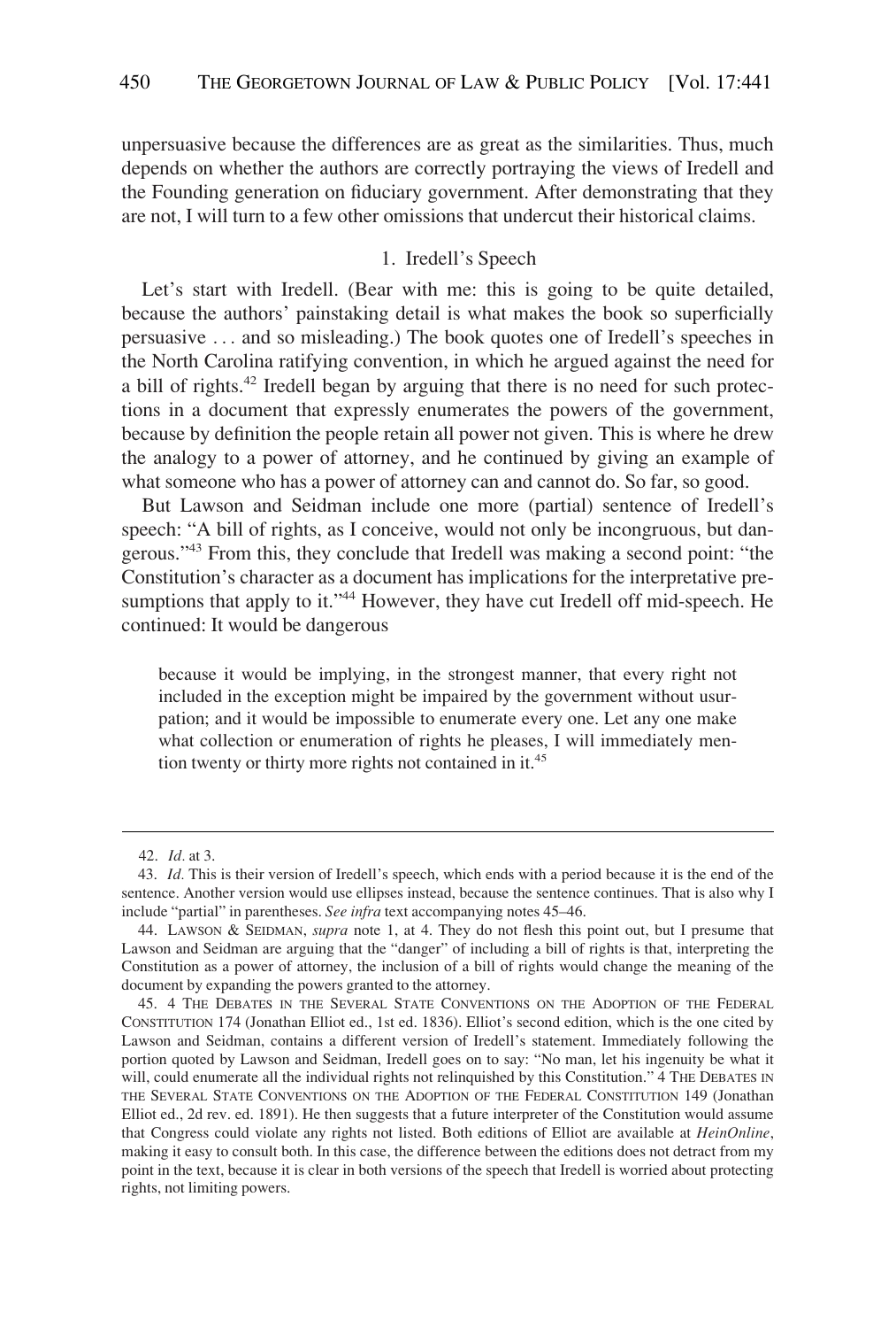unpersuasive because the differences are as great as the similarities. Thus, much depends on whether the authors are correctly portraying the views of Iredell and the Founding generation on fiduciary government. After demonstrating that they are not, I will turn to a few other omissions that undercut their historical claims.

### 1. Iredell's Speech

Let's start with Iredell. (Bear with me: this is going to be quite detailed, because the authors' painstaking detail is what makes the book so superficially persuasive . . . and so misleading.) The book quotes one of Iredell's speeches in the North Carolina ratifying convention, in which he argued against the need for a bill of rights.[42] Iredell began by arguing that there is no need for such protections in a document that expressly enumerates the powers of the government, because by definition the people retain all power not given. This is where he drew the analogy to a power of attorney, and he continued by giving an example of what someone who has a power of attorney can and cannot do. So far, so good.

But Lawson and Seidman include one more (partial) sentence of Iredell's speech: "A bill of rights, as I conceive, would not only be incongruous, but dangerous."[43] From this, they conclude that Iredell was making a second point: "the Constitution's character as a document has implications for the interpretative presumptions that apply to it."[44] However, they have cut Iredell off mid-speech. He continued: It would be dangerous

> because it would be implying, in the strongest manner, that every right not included in the exception might be impaired by the government without usurpation; and it would be impossible to enumerate every one. Let any one make what collection or enumeration of rights he pleases, I will immediately mention twenty or thirty more rights not contained in it.[45]

---

42. *Id.* at 3.

43. *Id.* This is their version of Iredell's speech, which ends with a period because it is the end of the sentence. Another version would use ellipses instead, because the sentence continues. That is also why I include "partial" in parentheses. *See infra* text accompanying notes 45–46.

44. LAWSON & SEIDMAN, *supra* note 1, at 4. They do not flesh this point out, but I presume that Lawson and Seidman are arguing that the "danger" of including a bill of rights is that, interpreting the Constitution as a power of attorney, the inclusion of a bill of rights would change the meaning of the document by expanding the powers granted to the attorney.

45. 4 THE DEBATES IN THE SEVERAL STATE CONVENTIONS ON THE ADOPTION OF THE FEDERAL CONSTITUTION 174 (Jonathan Elliot ed., 1st ed. 1836). Elliot's second edition, which is the one cited by Lawson and Seidman, contains a different version of Iredell's statement. Immediately following the portion quoted by Lawson and Seidman, Iredell goes on to say: "No man, let his ingenuity be what it will, could enumerate all the individual rights not relinquished by this Constitution." 4 THE DEBATES IN THE SEVERAL STATE CONVENTIONS ON THE ADOPTION OF THE FEDERAL CONSTITUTION 149 (Jonathan Elliot ed., 2d rev. ed. 1891). He then suggests that a future interpreter of the Constitution would assume that Congress could violate any rights not listed. Both editions of Elliot are available at *HeinOnline*, making it easy to consult both. In this case, the difference between the editions does not detract from my point in the text, because it is clear in both versions of the speech that Iredell is worried about protecting rights, not limiting powers.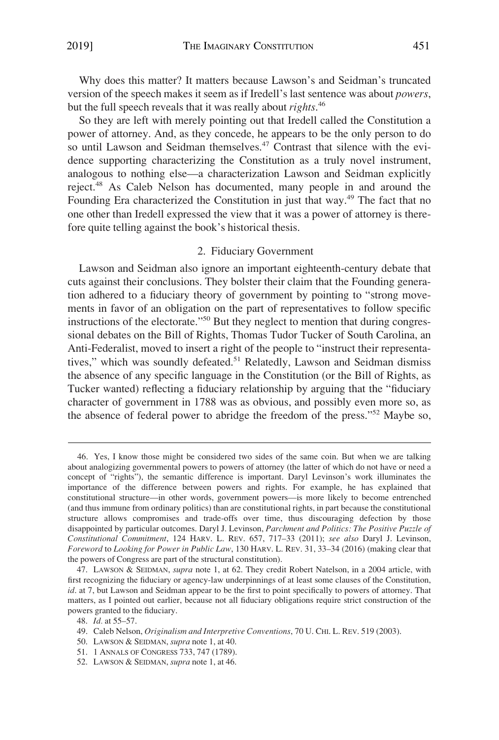Why does this matter? It matters because Lawson's and Seidman's truncated version of the speech makes it seem as if Iredell's last sentence was about *powers*, but the full speech reveals that it was really about *rights*.[46]

So they are left with merely pointing out that Iredell called the Constitution a power of attorney. And, as they concede, he appears to be the only person to do so until Lawson and Seidman themselves.[47] Contrast that silence with the evidence supporting characterizing the Constitution as a truly novel instrument, analogous to nothing else—a characterization Lawson and Seidman explicitly reject.[48] As Caleb Nelson has documented, many people in and around the Founding Era characterized the Constitution in just that way.[49] The fact that no one other than Iredell expressed the view that it was a power of attorney is therefore quite telling against the book's historical thesis.

### 2. Fiduciary Government

Lawson and Seidman also ignore an important eighteenth-century debate that cuts against their conclusions. They bolster their claim that the Founding generation adhered to a fiduciary theory of government by pointing to "strong movements in favor of an obligation on the part of representatives to follow specific instructions of the electorate."[50] But they neglect to mention that during congressional debates on the Bill of Rights, Thomas Tudor Tucker of South Carolina, an Anti-Federalist, moved to insert a right of the people to "instruct their representatives," which was soundly defeated.[51] Relatedly, Lawson and Seidman dismiss the absence of any specific language in the Constitution (or the Bill of Rights, as Tucker wanted) reflecting a fiduciary relationship by arguing that the "fiduciary character of government in 1788 was as obvious, and possibly even more so, as the absence of federal power to abridge the freedom of the press."[52] Maybe so,

---

46. Yes, I know those might be considered two sides of the same coin. But when we are talking about analogizing governmental powers to powers of attorney (the latter of which do not have or need a concept of "rights"), the semantic difference is important. Daryl Levinson's work illuminates the importance of the difference between powers and rights. For example, he has explained that constitutional structure—in other words, government powers—is more likely to become entrenched (and thus immune from ordinary politics) than are constitutional rights, in part because the constitutional structure allows compromises and trade-offs over time, thus discouraging defection by those disappointed by particular outcomes. Daryl J. Levinson, *Parchment and Politics: The Positive Puzzle of Constitutional Commitment*, 124 HARV. L. REV. 657, 717–33 (2011); *see also* Daryl J. Levinson, *Foreword* to *Looking for Power in Public Law*, 130 HARV. L. REV. 31, 33–34 (2016) (making clear that the powers of Congress are part of the structural constitution).

47. LAWSON & SEIDMAN, *supra* note 1, at 62. They credit Robert Natelson, in a 2004 article, with first recognizing the fiduciary or agency-law underpinnings of at least some clauses of the Constitution, *id*. at 7, but Lawson and Seidman appear to be the first to point specifically to powers of attorney. That matters, as I pointed out earlier, because not all fiduciary obligations require strict construction of the powers granted to the fiduciary.

48. *Id.* at 55–57.

49. Caleb Nelson, *Originalism and Interpretive Conventions*, 70 U. CHI. L. REV. 519 (2003).

50. LAWSON & SEIDMAN, *supra* note 1, at 40.

51. 1 ANNALS OF CONGRESS 733, 747 (1789).

52. LAWSON & SEIDMAN, *supra* note 1, at 46.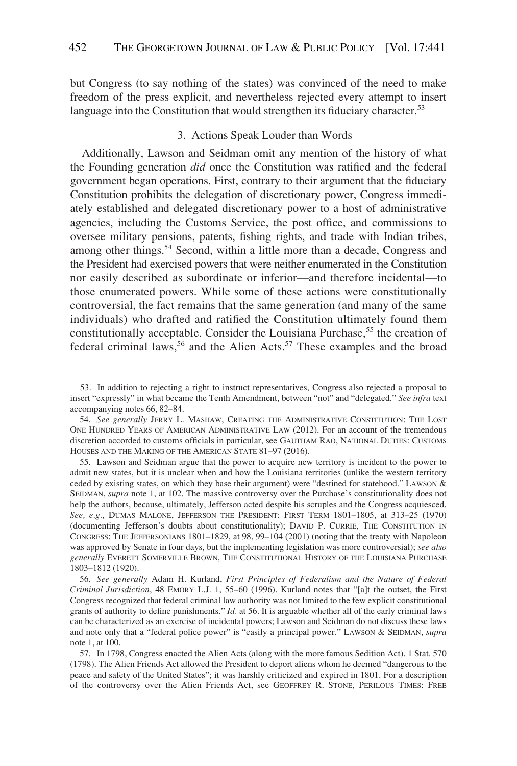but Congress (to say nothing of the states) was convinced of the need to make freedom of the press explicit, and nevertheless rejected every attempt to insert language into the Constitution that would strengthen its fiduciary character.[53]

### 3. Actions Speak Louder than Words

Additionally, Lawson and Seidman omit any mention of the history of what the Founding generation *did* once the Constitution was ratified and the federal government began operations. First, contrary to their argument that the fiduciary Constitution prohibits the delegation of discretionary power, Congress immediately established and delegated discretionary power to a host of administrative agencies, including the Customs Service, the post office, and commissions to oversee military pensions, patents, fishing rights, and trade with Indian tribes, among other things.[54] Second, within a little more than a decade, Congress and the President had exercised powers that were neither enumerated in the Constitution nor easily described as subordinate or inferior—and therefore incidental—to those enumerated powers. While some of these actions were constitutionally controversial, the fact remains that the same generation (and many of the same individuals) who drafted and ratified the Constitution ultimately found them constitutionally acceptable. Consider the Louisiana Purchase,[55] the creation of federal criminal laws,[56] and the Alien Acts.[57] These examples and the broad

---

53. In addition to rejecting a right to instruct representatives, Congress also rejected a proposal to insert "expressly" in what became the Tenth Amendment, between "not" and "delegated." *See infra* text accompanying notes 66, 82–84.

54. *See generally* JERRY L. MASHAW, CREATING THE ADMINISTRATIVE CONSTITUTION: THE LOST ONE HUNDRED YEARS OF AMERICAN ADMINISTRATIVE LAW (2012). For an account of the tremendous discretion accorded to customs officials in particular, see GAUTHAM RAO, NATIONAL DUTIES: CUSTOMS HOUSES AND THE MAKING OF THE AMERICAN STATE 81–97 (2016).

55. Lawson and Seidman argue that the power to acquire new territory is incident to the power to admit new states, but it is unclear when and how the Louisiana territories (unlike the western territory ceded by existing states, on which they base their argument) were "destined for statehood." LAWSON & SEIDMAN, *supra* note 1, at 102. The massive controversy over the Purchase's constitutionality does not help the authors, because, ultimately, Jefferson acted despite his scruples and the Congress acquiesced. *See, e.g.*, DUMAS MALONE, JEFFERSON THE PRESIDENT: FIRST TERM 1801–1805, at 313–25 (1970) (documenting Jefferson's doubts about constitutionality); DAVID P. CURRIE, THE CONSTITUTION IN CONGRESS: THE JEFFERSONIANS 1801–1829, at 98, 99–104 (2001) (noting that the treaty with Napoleon was approved by Senate in four days, but the implementing legislation was more controversial); *see also generally* EVERETT SOMERVILLE BROWN, THE CONSTITUTIONAL HISTORY OF THE LOUISIANA PURCHASE 1803–1812 (1920).

56. *See generally* Adam H. Kurland, *First Principles of Federalism and the Nature of Federal Criminal Jurisdiction*, 48 EMORY L.J. 1, 55–60 (1996). Kurland notes that "[a]t the outset, the First Congress recognized that federal criminal law authority was not limited to the few explicit constitutional grants of authority to define punishments." *Id.* at 56. It is arguable whether all of the early criminal laws can be characterized as an exercise of incidental powers; Lawson and Seidman do not discuss these laws and note only that a "federal police power" is "easily a principal power." LAWSON & SEIDMAN, *supra* note 1, at 100.

57. In 1798, Congress enacted the Alien Acts (along with the more famous Sedition Act). 1 Stat. 570 (1798). The Alien Friends Act allowed the President to deport aliens whom he deemed "dangerous to the peace and safety of the United States"; it was harshly criticized and expired in 1801. For a description of the controversy over the Alien Friends Act, see GEOFFREY R. STONE, PERILOUS TIMES: FREE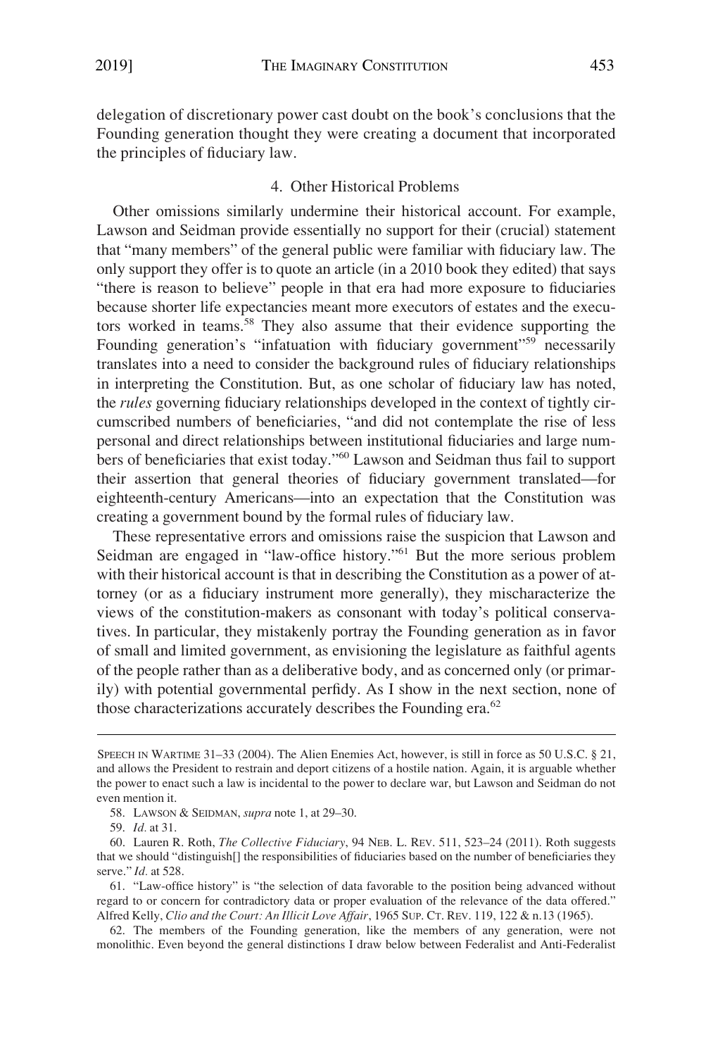delegation of discretionary power cast doubt on the book's conclusions that the Founding generation thought they were creating a document that incorporated the principles of fiduciary law.

#### 4. Other Historical Problems

Other omissions similarly undermine their historical account. For example, Lawson and Seidman provide essentially no support for their (crucial) statement that "many members" of the general public were familiar with fiduciary law. The only support they offer is to quote an article (in a 2010 book they edited) that says "there is reason to believe" people in that era had more exposure to fiduciaries because shorter life expectancies meant more executors of estates and the executors worked in teams.[58] They also assume that their evidence supporting the Founding generation's "infatuation with fiduciary government"[59] necessarily translates into a need to consider the background rules of fiduciary relationships in interpreting the Constitution. But, as one scholar of fiduciary law has noted, the *rules* governing fiduciary relationships developed in the context of tightly circumscribed numbers of beneficiaries, "and did not contemplate the rise of less personal and direct relationships between institutional fiduciaries and large numbers of beneficiaries that exist today."[60] Lawson and Seidman thus fail to support their assertion that general theories of fiduciary government translated—for eighteenth-century Americans—into an expectation that the Constitution was creating a government bound by the formal rules of fiduciary law.

These representative errors and omissions raise the suspicion that Lawson and Seidman are engaged in "law-office history."[61] But the more serious problem with their historical account is that in describing the Constitution as a power of attorney (or as a fiduciary instrument more generally), they mischaracterize the views of the constitution-makers as consonant with today's political conservatives. In particular, they mistakenly portray the Founding generation as in favor of small and limited government, as envisioning the legislature as faithful agents of the people rather than as a deliberative body, and as concerned only (or primarily) with potential governmental perfidy. As I show in the next section, none of those characterizations accurately describes the Founding era.[62]

---

SPEECH IN WARTIME 31–33 (2004). The Alien Enemies Act, however, is still in force as 50 U.S.C. § 21, and allows the President to restrain and deport citizens of a hostile nation. Again, it is arguable whether the power to enact such a law is incidental to the power to declare war, but Lawson and Seidman do not even mention it.

58. LAWSON & SEIDMAN, *supra* note 1, at 29–30.

59. *Id.* at 31.

60. Lauren R. Roth, *The Collective Fiduciary*, 94 NEB. L. REV. 511, 523–24 (2011). Roth suggests that we should "distinguish[] the responsibilities of fiduciaries based on the number of beneficiaries they serve." *Id.* at 528.

61. "Law-office history" is "the selection of data favorable to the position being advanced without regard to or concern for contradictory data or proper evaluation of the relevance of the data offered." Alfred Kelly, *Clio and the Court: An Illicit Love Affair*, 1965 SUP. CT. REV. 119, 122 & n.13 (1965).

62. The members of the Founding generation, like the members of any generation, were not monolithic. Even beyond the general distinctions I draw below between Federalist and Anti-Federalist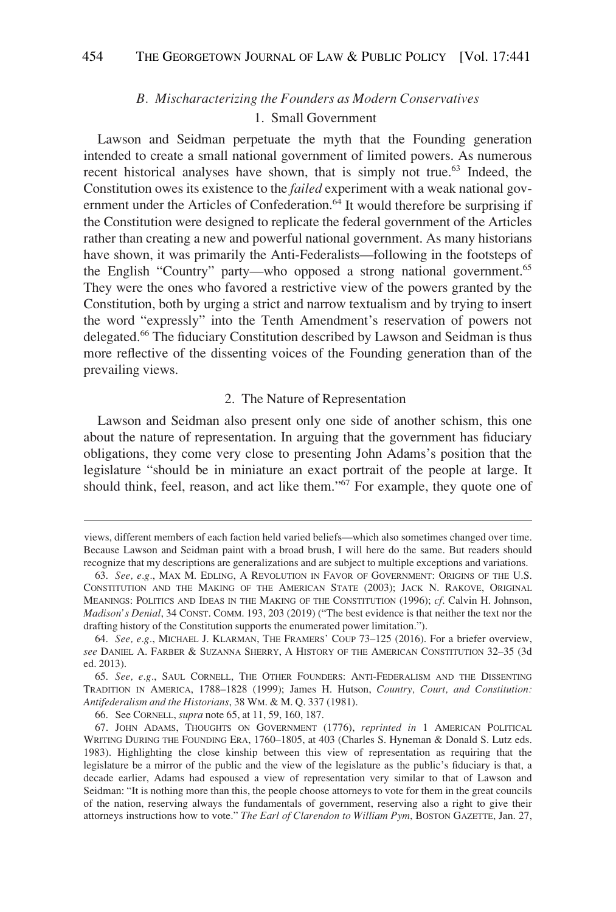### B. *Mischaracterizing the Founders as Modern Conservatives*

#### 1. Small Government

Lawson and Seidman perpetuate the myth that the Founding generation intended to create a small national government of limited powers. As numerous recent historical analyses have shown, that is simply not true.[63] Indeed, the Constitution owes its existence to the *failed* experiment with a weak national government under the Articles of Confederation.[64] It would therefore be surprising if the Constitution were designed to replicate the federal government of the Articles rather than creating a new and powerful national government. As many historians have shown, it was primarily the Anti-Federalists—following in the footsteps of the English "Country" party—who opposed a strong national government.[65] They were the ones who favored a restrictive view of the powers granted by the Constitution, both by urging a strict and narrow textualism and by trying to insert the word "expressly" into the Tenth Amendment's reservation of powers not delegated.[66] The fiduciary Constitution described by Lawson and Seidman is thus more reflective of the dissenting voices of the Founding generation than of the prevailing views.

#### 2. The Nature of Representation

Lawson and Seidman also present only one side of another schism, this one about the nature of representation. In arguing that the government has fiduciary obligations, they come very close to presenting John Adams's position that the legislature "should be in miniature an exact portrait of the people at large. It should think, feel, reason, and act like them."[67] For example, they quote one of

---

views, different members of each faction held varied beliefs—which also sometimes changed over time. Because Lawson and Seidman paint with a broad brush, I will here do the same. But readers should recognize that my descriptions are generalizations and are subject to multiple exceptions and variations.

63. *See, e.g.*, MAX M. EDLING, A REVOLUTION IN FAVOR OF GOVERNMENT: ORIGINS OF THE U.S. CONSTITUTION AND THE MAKING OF THE AMERICAN STATE (2003); JACK N. RAKOVE, ORIGINAL MEANINGS: POLITICS AND IDEAS IN THE MAKING OF THE CONSTITUTION (1996); *cf*. Calvin H. Johnson, *Madison's Denial*, 34 CONST. COMM. 193, 203 (2019) ("The best evidence is that neither the text nor the drafting history of the Constitution supports the enumerated power limitation.").

64. *See, e.g.*, MICHAEL J. KLARMAN, THE FRAMERS' COUP 73–125 (2016). For a briefer overview, *see* DANIEL A. FARBER & SUZANNA SHERRY, A HISTORY OF THE AMERICAN CONSTITUTION 32–35 (3d ed. 2013).

65. *See, e.g.*, SAUL CORNELL, THE OTHER FOUNDERS: ANTI-FEDERALISM AND THE DISSENTING TRADITION IN AMERICA, 1788–1828 (1999); James H. Hutson, *Country, Court, and Constitution: Antifederalism and the Historians*, 38 WM. & M. Q. 337 (1981).

66. See CORNELL, *supra* note 65, at 11, 59, 160, 187.

67. JOHN ADAMS, THOUGHTS ON GOVERNMENT (1776), *reprinted in* 1 AMERICAN POLITICAL WRITING DURING THE FOUNDING ERA, 1760–1805, at 403 (Charles S. Hyneman & Donald S. Lutz eds. 1983). Highlighting the close kinship between this view of representation as requiring that the legislature be a mirror of the public and the view of the legislature as the public's fiduciary is that, a decade earlier, Adams had espoused a view of representation very similar to that of Lawson and Seidman: "It is nothing more than this, the people choose attorneys to vote for them in the great councils of the nation, reserving always the fundamentals of government, reserving also a right to give their attorneys instructions how to vote." *The Earl of Clarendon to William Pym*, BOSTON GAZETTE, Jan. 27,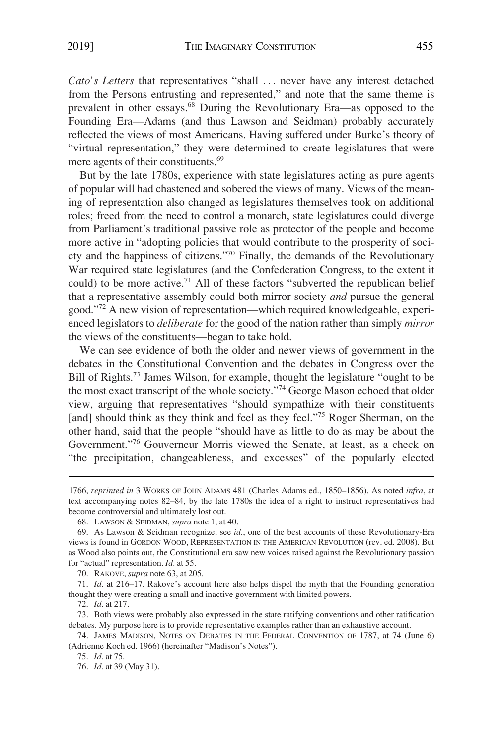*Cato's Letters* that representatives "shall . . . never have any interest detached from the Persons entrusting and represented," and note that the same theme is prevalent in other essays.[68] During the Revolutionary Era—as opposed to the Founding Era—Adams (and thus Lawson and Seidman) probably accurately reflected the views of most Americans. Having suffered under Burke's theory of "virtual representation," they were determined to create legislatures that were mere agents of their constituents.[69]

But by the late 1780s, experience with state legislatures acting as pure agents of popular will had chastened and sobered the views of many. Views of the meaning of representation also changed as legislatures themselves took on additional roles; freed from the need to control a monarch, state legislatures could diverge from Parliament's traditional passive role as protector of the people and become more active in "adopting policies that would contribute to the prosperity of society and the happiness of citizens."[70] Finally, the demands of the Revolutionary War required state legislatures (and the Confederation Congress, to the extent it could) to be more active.[71] All of these factors "subverted the republican belief that a representative assembly could both mirror society *and* pursue the general good."[72] A new vision of representation—which required knowledgeable, experienced legislators to *deliberate* for the good of the nation rather than simply *mirror* the views of the constituents—began to take hold.

We can see evidence of both the older and newer views of government in the debates in the Constitutional Convention and the debates in Congress over the Bill of Rights.[73] James Wilson, for example, thought the legislature "ought to be the most exact transcript of the whole society."[74] George Mason echoed that older view, arguing that representatives "should sympathize with their constituents [and] should think as they think and feel as they feel."[75] Roger Sherman, on the other hand, said that the people "should have as little to do as may be about the Government."[76] Gouverneur Morris viewed the Senate, at least, as a check on "the precipitation, changeableness, and excesses" of the popularly elected

---

1766, *reprinted in* 3 WORKS OF JOHN ADAMS 481 (Charles Adams ed., 1850–1856). As noted *infra*, at text accompanying notes 82–84, by the late 1780s the idea of a right to instruct representatives had become controversial and ultimately lost out.

68. LAWSON & SEIDMAN, *supra* note 1, at 40.

69. As Lawson & Seidman recognize, see *id*., one of the best accounts of these Revolutionary-Era views is found in GORDON WOOD, REPRESENTATION IN THE AMERICAN REVOLUTION (rev. ed. 2008). But as Wood also points out, the Constitutional era saw new voices raised against the Revolutionary passion for "actual" representation. *Id.* at 55.

70. RAKOVE, *supra* note 63, at 205.

71. *Id.* at 216–17. Rakove's account here also helps dispel the myth that the Founding generation thought they were creating a small and inactive government with limited powers.

72. *Id.* at 217.

73. Both views were probably also expressed in the state ratifying conventions and other ratification debates. My purpose here is to provide representative examples rather than an exhaustive account.

74. JAMES MADISON, NOTES ON DEBATES IN THE FEDERAL CONVENTION OF 1787, at 74 (June 6) (Adrienne Koch ed. 1966) (hereinafter "Madison's Notes").

75. *Id.* at 75.

76. *Id.* at 39 (May 31).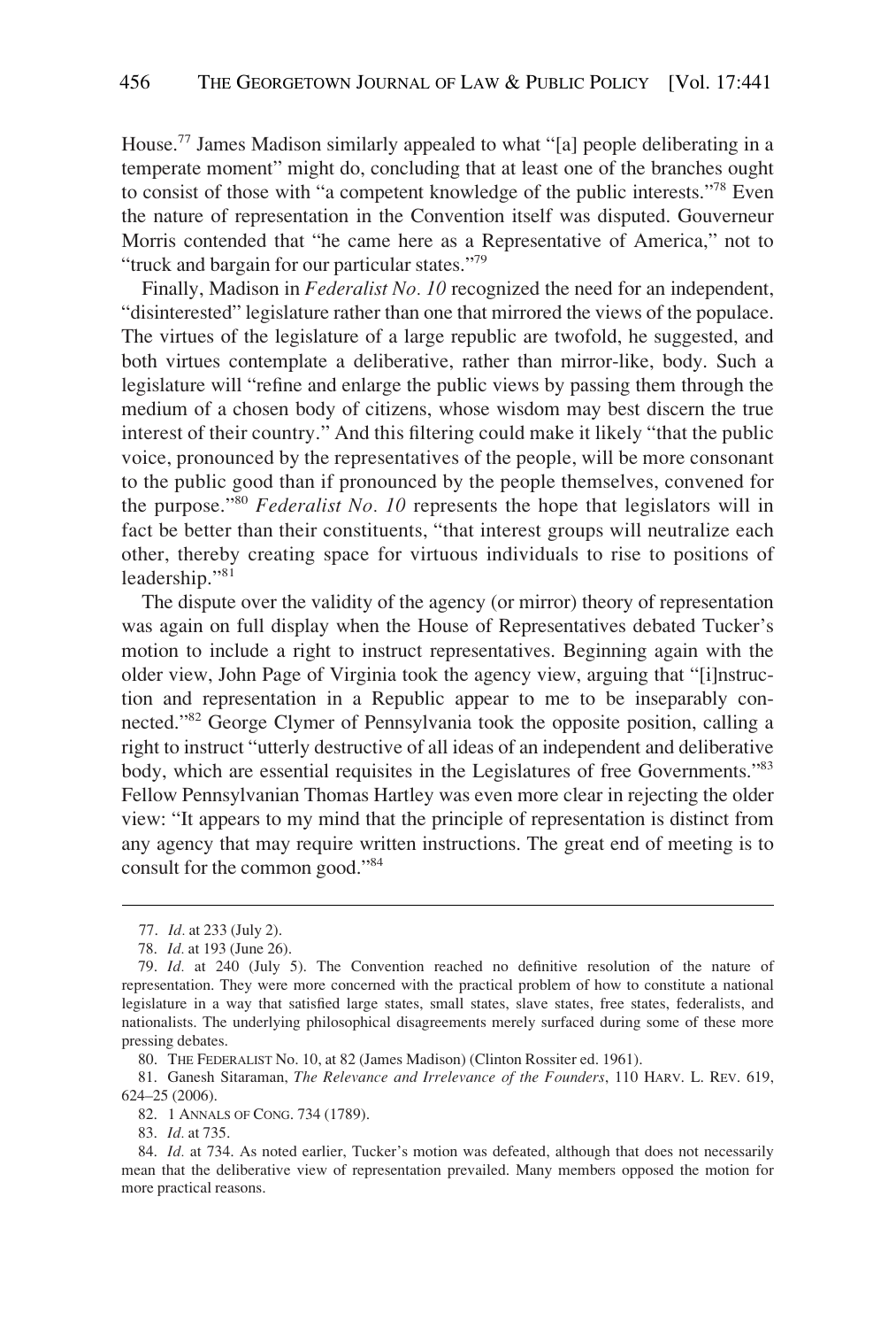House.[77] James Madison similarly appealed to what "[a] people deliberating in a temperate moment" might do, concluding that at least one of the branches ought to consist of those with "a competent knowledge of the public interests."[78] Even the nature of representation in the Convention itself was disputed. Gouverneur Morris contended that "he came here as a Representative of America," not to "truck and bargain for our particular states."[79]

Finally, Madison in *Federalist No. 10* recognized the need for an independent, "disinterested" legislature rather than one that mirrored the views of the populace. The virtues of the legislature of a large republic are twofold, he suggested, and both virtues contemplate a deliberative, rather than mirror-like, body. Such a legislature will "refine and enlarge the public views by passing them through the medium of a chosen body of citizens, whose wisdom may best discern the true interest of their country." And this filtering could make it likely "that the public voice, pronounced by the representatives of the people, will be more consonant to the public good than if pronounced by the people themselves, convened for the purpose."[80] *Federalist No. 10* represents the hope that legislators will in fact be better than their constituents, "that interest groups will neutralize each other, thereby creating space for virtuous individuals to rise to positions of leadership."[81]

The dispute over the validity of the agency (or mirror) theory of representation was again on full display when the House of Representatives debated Tucker's motion to include a right to instruct representatives. Beginning again with the older view, John Page of Virginia took the agency view, arguing that "[i]nstruction and representation in a Republic appear to me to be inseparably connected."[82] George Clymer of Pennsylvania took the opposite position, calling a right to instruct "utterly destructive of all ideas of an independent and deliberative body, which are essential requisites in the Legislatures of free Governments."[83] Fellow Pennsylvanian Thomas Hartley was even more clear in rejecting the older view: "It appears to my mind that the principle of representation is distinct from any agency that may require written instructions. The great end of meeting is to consult for the common good."[84]

---

77. *Id.* at 233 (July 2).

78. *Id.* at 193 (June 26).

79. *Id.* at 240 (July 5). The Convention reached no definitive resolution of the nature of representation. They were more concerned with the practical problem of how to constitute a national legislature in a way that satisfied large states, small states, slave states, free states, federalists, and nationalists. The underlying philosophical disagreements merely surfaced during some of these more pressing debates.

80. THE FEDERALIST No. 10, at 82 (James Madison) (Clinton Rossiter ed. 1961).

81. Ganesh Sitaraman, *The Relevance and Irrelevance of the Founders*, 110 HARV. L. REV. 619, 624–25 (2006).

82. 1 ANNALS OF CONG. 734 (1789).

83. *Id.* at 735.

84. *Id.* at 734. As noted earlier, Tucker's motion was defeated, although that does not necessarily mean that the deliberative view of representation prevailed. Many members opposed the motion for more practical reasons.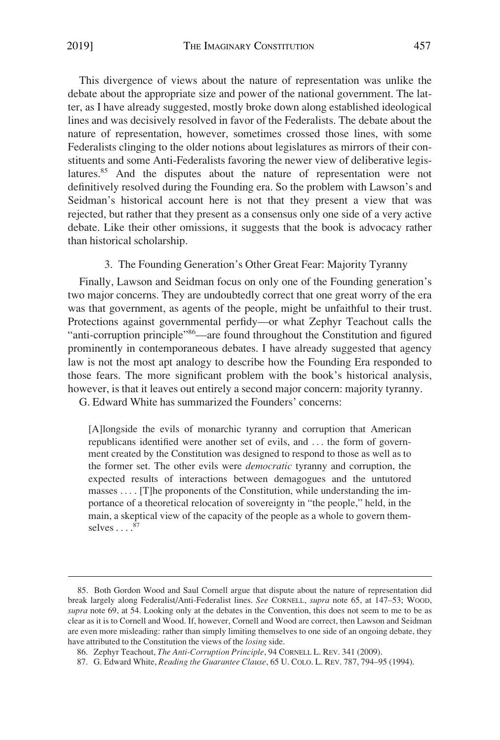This divergence of views about the nature of representation was unlike the debate about the appropriate size and power of the national government. The latter, as I have already suggested, mostly broke down along established ideological lines and was decisively resolved in favor of the Federalists. The debate about the nature of representation, however, sometimes crossed those lines, with some Federalists clinging to the older notions about legislatures as mirrors of their constituents and some Anti-Federalists favoring the newer view of deliberative legislatures.[85] And the disputes about the nature of representation were not definitively resolved during the Founding era. So the problem with Lawson's and Seidman's historical account here is not that they present a view that was rejected, but rather that they present as a consensus only one side of a very active debate. Like their other omissions, it suggests that the book is advocacy rather than historical scholarship.

### 3. The Founding Generation's Other Great Fear: Majority Tyranny

Finally, Lawson and Seidman focus on only one of the Founding generation's two major concerns. They are undoubtedly correct that one great worry of the era was that government, as agents of the people, might be unfaithful to their trust. Protections against governmental perfidy—or what Zephyr Teachout calls the "anti-corruption principle"[86]—are found throughout the Constitution and figured prominently in contemporaneous debates. I have already suggested that agency law is not the most apt analogy to describe how the Founding Era responded to those fears. The more significant problem with the book's historical analysis, however, is that it leaves out entirely a second major concern: majority tyranny.

G. Edward White has summarized the Founders' concerns:

> [A]longside the evils of monarchic tyranny and corruption that American republicans identified were another set of evils, and . . . the form of government created by the Constitution was designed to respond to those as well as to the former set. The other evils were *democratic* tyranny and corruption, the expected results of interactions between demagogues and the untutored masses . . . . [T]he proponents of the Constitution, while understanding the importance of a theoretical relocation of sovereignty in "the people," held, in the main, a skeptical view of the capacity of the people as a whole to govern themselves . . . .[87]

---

85. Both Gordon Wood and Saul Cornell argue that dispute about the nature of representation did break largely along Federalist/Anti-Federalist lines. *See* CORNELL, *supra* note 65, at 147–53; WOOD, *supra* note 69, at 54. Looking only at the debates in the Convention, this does not seem to me to be as clear as it is to Cornell and Wood. If, however, Cornell and Wood are correct, then Lawson and Seidman are even more misleading: rather than simply limiting themselves to one side of an ongoing debate, they have attributed to the Constitution the views of the *losing* side.

86. Zephyr Teachout, *The Anti-Corruption Principle*, 94 CORNELL L. REV. 341 (2009).

87. G. Edward White, *Reading the Guarantee Clause*, 65 U. COLO. L. REV. 787, 794–95 (1994).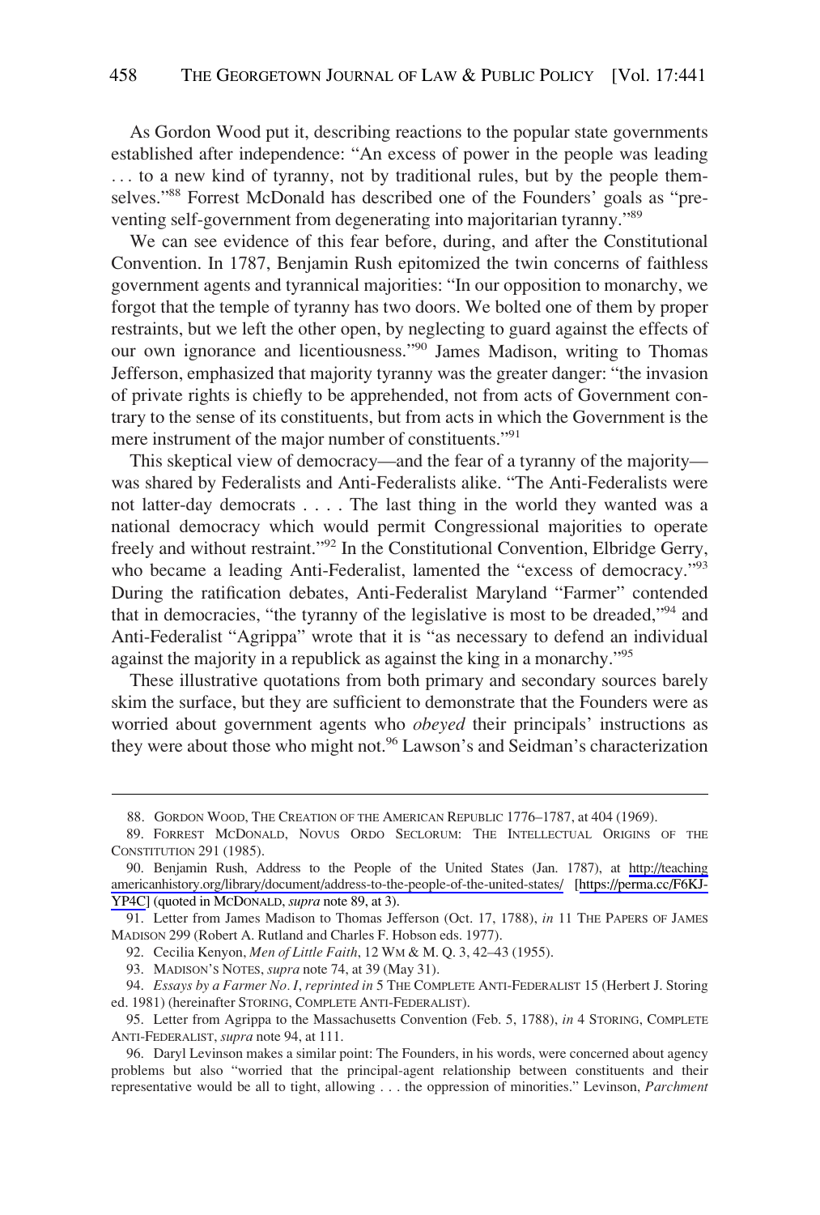As Gordon Wood put it, describing reactions to the popular state governments established after independence: "An excess of power in the people was leading . . . to a new kind of tyranny, not by traditional rules, but by the people themselves."[88] Forrest McDonald has described one of the Founders' goals as "preventing self-government from degenerating into majoritarian tyranny."[89]

We can see evidence of this fear before, during, and after the Constitutional Convention. In 1787, Benjamin Rush epitomized the twin concerns of faithless government agents and tyrannical majorities: "In our opposition to monarchy, we forgot that the temple of tyranny has two doors. We bolted one of them by proper restraints, but we left the other open, by neglecting to guard against the effects of our own ignorance and licentiousness."[90] James Madison, writing to Thomas Jefferson, emphasized that majority tyranny was the greater danger: "the invasion of private rights is chiefly to be apprehended, not from acts of Government contrary to the sense of its constituents, but from acts in which the Government is the mere instrument of the major number of constituents."[91]

This skeptical view of democracy—and the fear of a tyranny of the majority—was shared by Federalists and Anti-Federalists alike. "The Anti-Federalists were not latter-day democrats . . . . The last thing in the world they wanted was a national democracy which would permit Congressional majorities to operate freely and without restraint."[92] In the Constitutional Convention, Elbridge Gerry, who became a leading Anti-Federalist, lamented the "excess of democracy."[93] During the ratification debates, Anti-Federalist Maryland "Farmer" contended that in democracies, "the tyranny of the legislative is most to be dreaded,"[94] and Anti-Federalist "Agrippa" wrote that it is "as necessary to defend an individual against the majority in a republick as against the king in a monarchy."[95]

These illustrative quotations from both primary and secondary sources barely skim the surface, but they are sufficient to demonstrate that the Founders were as worried about government agents who *obeyed* their principals' instructions as they were about those who might not.[96] Lawson's and Seidman's characterization

---

88. GORDON WOOD, THE CREATION OF THE AMERICAN REPUBLIC 1776–1787, at 404 (1969).

89. FORREST MCDONALD, NOVUS ORDO SECLORUM: THE INTELLECTUAL ORIGINS OF THE CONSTITUTION 291 (1985).

90. Benjamin Rush, Address to the People of the United States (Jan. 1787), at http://teachingamericanhistory.org/library/document/address-to-the-people-of-the-united-states/ [https://perma.cc/F6KJ-YP4C] (quoted in MCDONALD, *supra* note 89, at 3).

91. Letter from James Madison to Thomas Jefferson (Oct. 17, 1788), *in* 11 THE PAPERS OF JAMES MADISON 299 (Robert A. Rutland and Charles F. Hobson eds. 1977).

92. Cecilia Kenyon, *Men of Little Faith*, 12 WM & M. Q. 3, 42–43 (1955).

93. MADISON'S NOTES, *supra* note 74, at 39 (May 31).

94. *Essays by a Farmer No. I*, *reprinted in* 5 THE COMPLETE ANTI-FEDERALIST 15 (Herbert J. Storing ed. 1981) (hereinafter STORING, COMPLETE ANTI-FEDERALIST).

95. Letter from Agrippa to the Massachusetts Convention (Feb. 5, 1788), *in* 4 STORING, COMPLETE ANTI-FEDERALIST, *supra* note 94, at 111.

96. Daryl Levinson makes a similar point: The Founders, in his words, were concerned about agency problems but also "worried that the principal-agent relationship between constituents and their representative would be all to tight, allowing . . . the oppression of minorities." Levinson, *Parchment*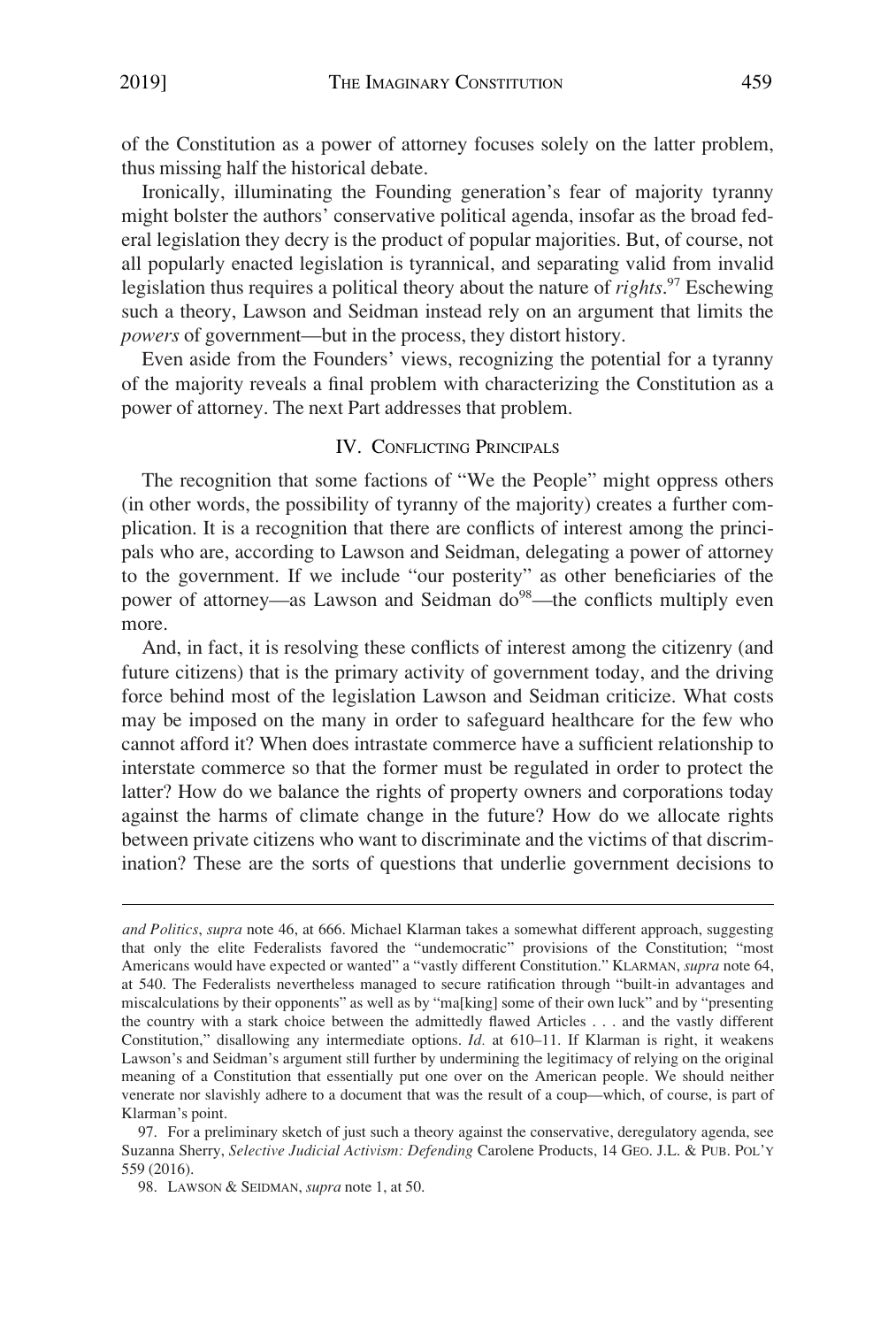of the Constitution as a power of attorney focuses solely on the latter problem, thus missing half the historical debate.

Ironically, illuminating the Founding generation's fear of majority tyranny might bolster the authors' conservative political agenda, insofar as the broad federal legislation they decry is the product of popular majorities. But, of course, not all popularly enacted legislation is tyrannical, and separating valid from invalid legislation thus requires a political theory about the nature of *rights*.[97] Eschewing such a theory, Lawson and Seidman instead rely on an argument that limits the *powers* of government—but in the process, they distort history.

Even aside from the Founders' views, recognizing the potential for a tyranny of the majority reveals a final problem with characterizing the Constitution as a power of attorney. The next Part addresses that problem.

## IV. Conflicting Principals

The recognition that some factions of "We the People" might oppress others (in other words, the possibility of tyranny of the majority) creates a further complication. It is a recognition that there are conflicts of interest among the principals who are, according to Lawson and Seidman, delegating a power of attorney to the government. If we include "our posterity" as other beneficiaries of the power of attorney—as Lawson and Seidman do[98]—the conflicts multiply even more.

And, in fact, it is resolving these conflicts of interest among the citizenry (and future citizens) that is the primary activity of government today, and the driving force behind most of the legislation Lawson and Seidman criticize. What costs may be imposed on the many in order to safeguard healthcare for the few who cannot afford it? When does intrastate commerce have a sufficient relationship to interstate commerce so that the former must be regulated in order to protect the latter? How do we balance the rights of property owners and corporations today against the harms of climate change in the future? How do we allocate rights between private citizens who want to discriminate and the victims of that discrimination? These are the sorts of questions that underlie government decisions to

---

*and Politics*, *supra* note 46, at 666. Michael Klarman takes a somewhat different approach, suggesting that only the elite Federalists favored the "undemocratic" provisions of the Constitution; "most Americans would have expected or wanted" a "vastly different Constitution." Klarman, *supra* note 64, at 540. The Federalists nevertheless managed to secure ratification through "built-in advantages and miscalculations by their opponents" as well as by "ma[king] some of their own luck" and by "presenting the country with a stark choice between the admittedly flawed Articles . . . and the vastly different Constitution," disallowing any intermediate options. *Id.* at 610–11. If Klarman is right, it weakens Lawson's and Seidman's argument still further by undermining the legitimacy of relying on the original meaning of a Constitution that essentially put one over on the American people. We should neither venerate nor slavishly adhere to a document that was the result of a coup—which, of course, is part of Klarman's point.

97. For a preliminary sketch of just such a theory against the conservative, deregulatory agenda, see Suzanna Sherry, *Selective Judicial Activism: Defending* Carolene Products, 14 Geo. J.L. & Pub. Pol'y 559 (2016).

98. Lawson & Seidman, *supra* note 1, at 50.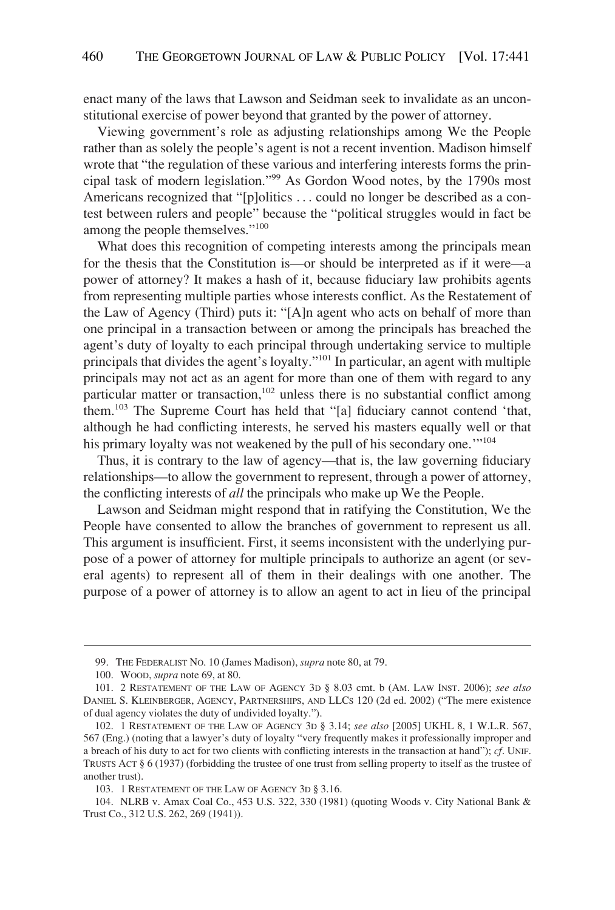enact many of the laws that Lawson and Seidman seek to invalidate as an unconstitutional exercise of power beyond that granted by the power of attorney.

Viewing government's role as adjusting relationships among We the People rather than as solely the people's agent is not a recent invention. Madison himself wrote that "the regulation of these various and interfering interests forms the principal task of modern legislation."[99] As Gordon Wood notes, by the 1790s most Americans recognized that "[p]olitics . . . could no longer be described as a contest between rulers and people" because the "political struggles would in fact be among the people themselves."[100]

What does this recognition of competing interests among the principals mean for the thesis that the Constitution is—or should be interpreted as if it were—a power of attorney? It makes a hash of it, because fiduciary law prohibits agents from representing multiple parties whose interests conflict. As the Restatement of the Law of Agency (Third) puts it: "[A]n agent who acts on behalf of more than one principal in a transaction between or among the principals has breached the agent's duty of loyalty to each principal through undertaking service to multiple principals that divides the agent's loyalty."[101] In particular, an agent with multiple principals may not act as an agent for more than one of them with regard to any particular matter or transaction,[102] unless there is no substantial conflict among them.[103] The Supreme Court has held that "[a] fiduciary cannot contend 'that, although he had conflicting interests, he served his masters equally well or that his primary loyalty was not weakened by the pull of his secondary one.'"[104]

Thus, it is contrary to the law of agency—that is, the law governing fiduciary relationships—to allow the government to represent, through a power of attorney, the conflicting interests of *all* the principals who make up We the People.

Lawson and Seidman might respond that in ratifying the Constitution, We the People have consented to allow the branches of government to represent us all. This argument is insufficient. First, it seems inconsistent with the underlying purpose of a power of attorney for multiple principals to authorize an agent (or several agents) to represent all of them in their dealings with one another. The purpose of a power of attorney is to allow an agent to act in lieu of the principal

---

99. THE FEDERALIST NO. 10 (James Madison), *supra* note 80, at 79.

100. WOOD, *supra* note 69, at 80.

101. 2 RESTATEMENT OF THE LAW OF AGENCY 3D § 8.03 cmt. b (AM. LAW INST. 2006); *see also* DANIEL S. KLEINBERGER, AGENCY, PARTNERSHIPS, AND LLCS 120 (2d ed. 2002) ("The mere existence of dual agency violates the duty of undivided loyalty.").

102. 1 RESTATEMENT OF THE LAW OF AGENCY 3D § 3.14; *see also* [2005] UKHL 8, 1 W.L.R. 567, 567 (Eng.) (noting that a lawyer's duty of loyalty "very frequently makes it professionally improper and a breach of his duty to act for two clients with conflicting interests in the transaction at hand"); *cf*. UNIF. TRUSTS ACT § 6 (1937) (forbidding the trustee of one trust from selling property to itself as the trustee of another trust).

103. 1 RESTATEMENT OF THE LAW OF AGENCY 3D § 3.16.

104. NLRB v. Amax Coal Co., 453 U.S. 322, 330 (1981) (quoting Woods v. City National Bank & Trust Co., 312 U.S. 262, 269 (1941)).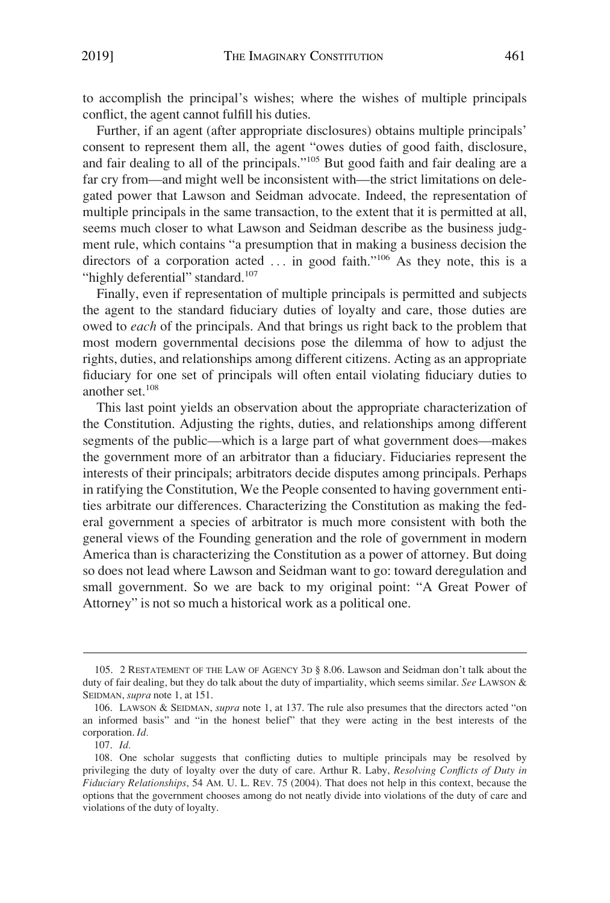to accomplish the principal's wishes; where the wishes of multiple principals conflict, the agent cannot fulfill his duties.

Further, if an agent (after appropriate disclosures) obtains multiple principals' consent to represent them all, the agent "owes duties of good faith, disclosure, and fair dealing to all of the principals."[105] But good faith and fair dealing are a far cry from—and might well be inconsistent with—the strict limitations on delegated power that Lawson and Seidman advocate. Indeed, the representation of multiple principals in the same transaction, to the extent that it is permitted at all, seems much closer to what Lawson and Seidman describe as the business judgment rule, which contains "a presumption that in making a business decision the directors of a corporation acted . . . in good faith."[106] As they note, this is a "highly deferential" standard.[107]

Finally, even if representation of multiple principals is permitted and subjects the agent to the standard fiduciary duties of loyalty and care, those duties are owed to *each* of the principals. And that brings us right back to the problem that most modern governmental decisions pose the dilemma of how to adjust the rights, duties, and relationships among different citizens. Acting as an appropriate fiduciary for one set of principals will often entail violating fiduciary duties to another set.[108]

This last point yields an observation about the appropriate characterization of the Constitution. Adjusting the rights, duties, and relationships among different segments of the public—which is a large part of what government does—makes the government more of an arbitrator than a fiduciary. Fiduciaries represent the interests of their principals; arbitrators decide disputes among principals. Perhaps in ratifying the Constitution, We the People consented to having government entities arbitrate our differences. Characterizing the Constitution as making the federal government a species of arbitrator is much more consistent with both the general views of the Founding generation and the role of government in modern America than is characterizing the Constitution as a power of attorney. But doing so does not lead where Lawson and Seidman want to go: toward deregulation and small government. So we are back to my original point: "A Great Power of Attorney" is not so much a historical work as a political one.

---

105. 2 RESTATEMENT OF THE LAW OF AGENCY 3D § 8.06. Lawson and Seidman don't talk about the duty of fair dealing, but they do talk about the duty of impartiality, which seems similar. *See* LAWSON & SEIDMAN, *supra* note 1, at 151.

106. LAWSON & SEIDMAN, *supra* note 1, at 137. The rule also presumes that the directors acted "on an informed basis" and "in the honest belief" that they were acting in the best interests of the corporation. *Id.*

107. *Id.*

108. One scholar suggests that conflicting duties to multiple principals may be resolved by privileging the duty of loyalty over the duty of care. Arthur R. Laby, *Resolving Conflicts of Duty in Fiduciary Relationships*, 54 AM. U. L. REV. 75 (2004). That does not help in this context, because the options that the government chooses among do not neatly divide into violations of the duty of care and violations of the duty of loyalty.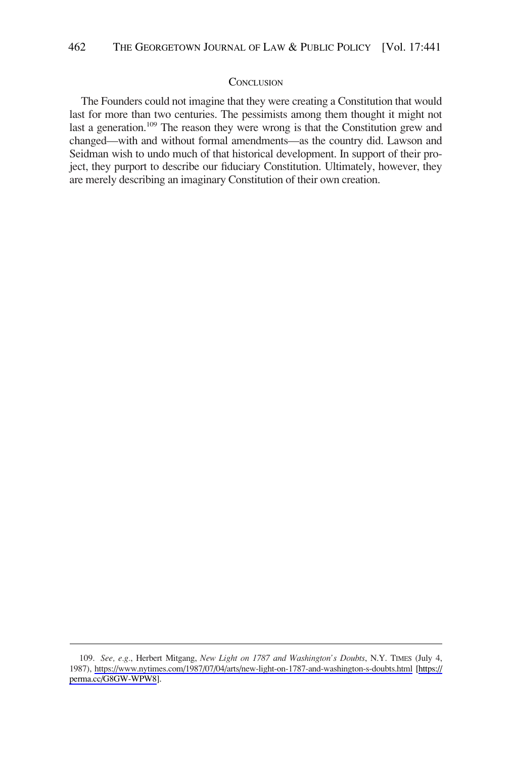## CONCLUSION

The Founders could not imagine that they were creating a Constitution that would last for more than two centuries. The pessimists among them thought it might not last a generation.[109] The reason they were wrong is that the Constitution grew and changed—with and without formal amendments—as the country did. Lawson and Seidman wish to undo much of that historical development. In support of their project, they purport to describe our fiduciary Constitution. Ultimately, however, they are merely describing an imaginary Constitution of their own creation.

---

109. *See, e.g.*, Herbert Mitgang, *New Light on 1787 and Washington's Doubts*, N.Y. TIMES (July 4, 1987), https://www.nytimes.com/1987/07/04/arts/new-light-on-1787-and-washington-s-doubts.html [https://perma.cc/G8GW-WPW8].